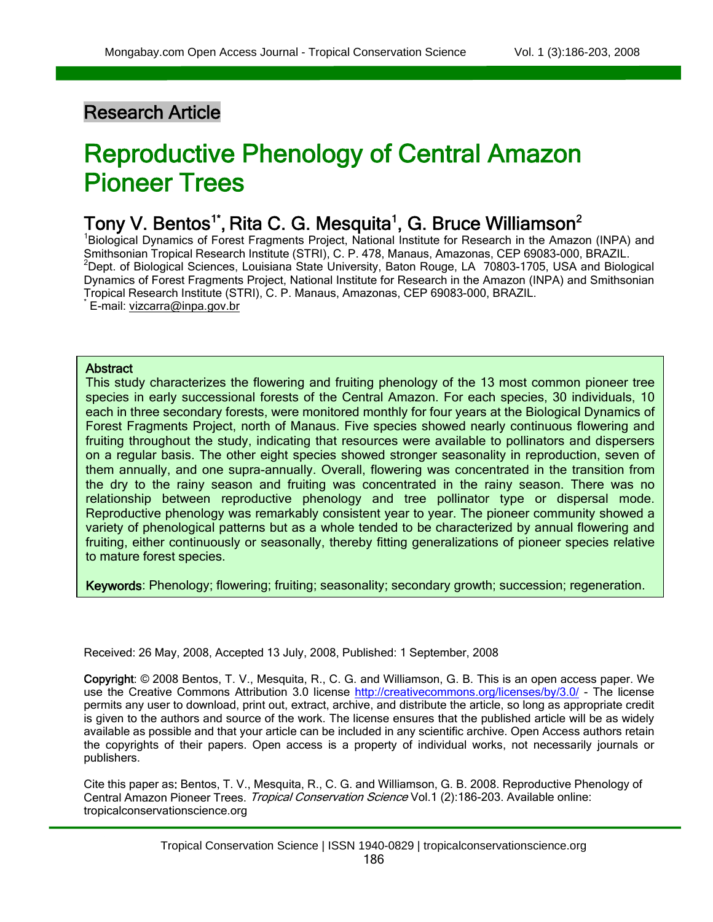Research Article

# Reproductive Phenology of Central Amazon Pioneer Trees

## Tony V. Bentos[1*], Rita C. G. Mesquita[1], G. Bruce Williamson[2]

[1]Biological Dynamics of Forest Fragments Project, National Institute for Research in the Amazon (INPA) and Smithsonian Tropical Research Institute (STRI), C. P. 478, Manaus, Amazonas, CEP 69083-000, BRAZIL.
[2]Dept. of Biological Sciences, Louisiana State University, Baton Rouge, LA 70803-1705, USA and Biological Dynamics of Forest Fragments Project, National Institute for Research in the Amazon (INPA) and Smithsonian Tropical Research Institute (STRI), C. P. Manaus, Amazonas, CEP 69083-000, BRAZIL.
[*] E-mail: vizcarra@inpa.gov.br

### Abstract

This study characterizes the flowering and fruiting phenology of the 13 most common pioneer tree species in early successional forests of the Central Amazon. For each species, 30 individuals, 10 each in three secondary forests, were monitored monthly for four years at the Biological Dynamics of Forest Fragments Project, north of Manaus. Five species showed nearly continuous flowering and fruiting throughout the study, indicating that resources were available to pollinators and dispersers on a regular basis. The other eight species showed stronger seasonality in reproduction, seven of them annually, and one supra-annually. Overall, flowering was concentrated in the transition from the dry to the rainy season and fruiting was concentrated in the rainy season. There was no relationship between reproductive phenology and tree pollinator type or dispersal mode. Reproductive phenology was remarkably consistent year to year. The pioneer community showed a variety of phenological patterns but as a whole tended to be characterized by annual flowering and fruiting, either continuously or seasonally, thereby fitting generalizations of pioneer species relative to mature forest species.

**Keywords**: Phenology; flowering; fruiting; seasonality; secondary growth; succession; regeneration.

Received: 26 May, 2008, Accepted 13 July, 2008, Published: 1 September, 2008

**Copyright**: © 2008 Bentos, T. V., Mesquita, R., C. G. and Williamson, G. B. This is an open access paper. We use the Creative Commons Attribution 3.0 license http://creativecommons.org/licenses/by/3.0/ - The license permits any user to download, print out, extract, archive, and distribute the article, so long as appropriate credit is given to the authors and source of the work. The license ensures that the published article will be as widely available as possible and that your article can be included in any scientific archive. Open Access authors retain the copyrights of their papers. Open access is a property of individual works, not necessarily journals or publishers.

Cite this paper as: Bentos, T. V., Mesquita, R., C. G. and Williamson, G. B. 2008. Reproductive Phenology of Central Amazon Pioneer Trees. *Tropical Conservation Science* Vol.1 (2):186-203. Available online: tropicalconservationscience.org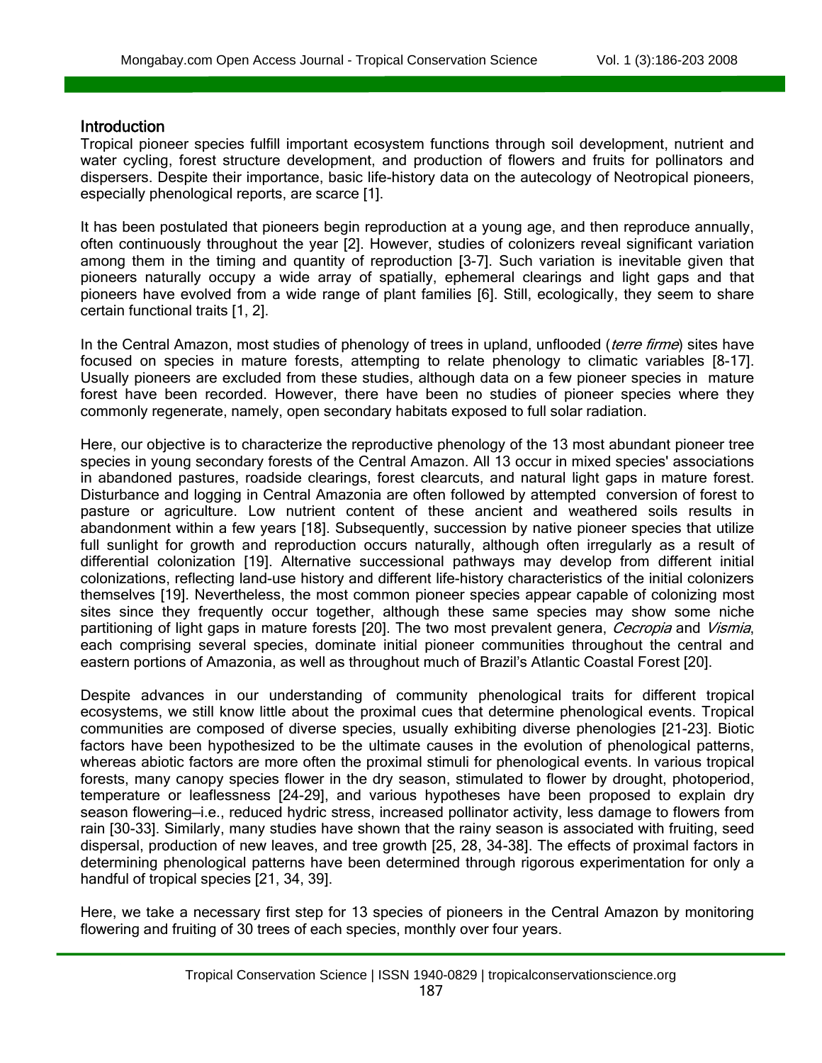## Introduction

Tropical pioneer species fulfill important ecosystem functions through soil development, nutrient and water cycling, forest structure development, and production of flowers and fruits for pollinators and dispersers. Despite their importance, basic life-history data on the autecology of Neotropical pioneers, especially phenological reports, are scarce [1].

It has been postulated that pioneers begin reproduction at a young age, and then reproduce annually, often continuously throughout the year [2]. However, studies of colonizers reveal significant variation among them in the timing and quantity of reproduction [3-7]. Such variation is inevitable given that pioneers naturally occupy a wide array of spatially, ephemeral clearings and light gaps and that pioneers have evolved from a wide range of plant families [6]. Still, ecologically, they seem to share certain functional traits [1, 2].

In the Central Amazon, most studies of phenology of trees in upland, unflooded (*terre firme*) sites have focused on species in mature forests, attempting to relate phenology to climatic variables [8-17]. Usually pioneers are excluded from these studies, although data on a few pioneer species in mature forest have been recorded. However, there have been no studies of pioneer species where they commonly regenerate, namely, open secondary habitats exposed to full solar radiation.

Here, our objective is to characterize the reproductive phenology of the 13 most abundant pioneer tree species in young secondary forests of the Central Amazon. All 13 occur in mixed species' associations in abandoned pastures, roadside clearings, forest clearcuts, and natural light gaps in mature forest. Disturbance and logging in Central Amazonia are often followed by attempted conversion of forest to pasture or agriculture. Low nutrient content of these ancient and weathered soils results in abandonment within a few years [18]. Subsequently, succession by native pioneer species that utilize full sunlight for growth and reproduction occurs naturally, although often irregularly as a result of differential colonization [19]. Alternative successional pathways may develop from different initial colonizations, reflecting land-use history and different life-history characteristics of the initial colonizers themselves [19]. Nevertheless, the most common pioneer species appear capable of colonizing most sites since they frequently occur together, although these same species may show some niche partitioning of light gaps in mature forests [20]. The two most prevalent genera, *Cecropia* and *Vismia*, each comprising several species, dominate initial pioneer communities throughout the central and eastern portions of Amazonia, as well as throughout much of Brazil's Atlantic Coastal Forest [20].

Despite advances in our understanding of community phenological traits for different tropical ecosystems, we still know little about the proximal cues that determine phenological events. Tropical communities are composed of diverse species, usually exhibiting diverse phenologies [21-23]. Biotic factors have been hypothesized to be the ultimate causes in the evolution of phenological patterns, whereas abiotic factors are more often the proximal stimuli for phenological events. In various tropical forests, many canopy species flower in the dry season, stimulated to flower by drought, photoperiod, temperature or leaflessness [24-29], and various hypotheses have been proposed to explain dry season flowering—i.e., reduced hydric stress, increased pollinator activity, less damage to flowers from rain [30-33]. Similarly, many studies have shown that the rainy season is associated with fruiting, seed dispersal, production of new leaves, and tree growth [25, 28, 34-38]. The effects of proximal factors in determining phenological patterns have been determined through rigorous experimentation for only a handful of tropical species [21, 34, 39].

Here, we take a necessary first step for 13 species of pioneers in the Central Amazon by monitoring flowering and fruiting of 30 trees of each species, monthly over four years.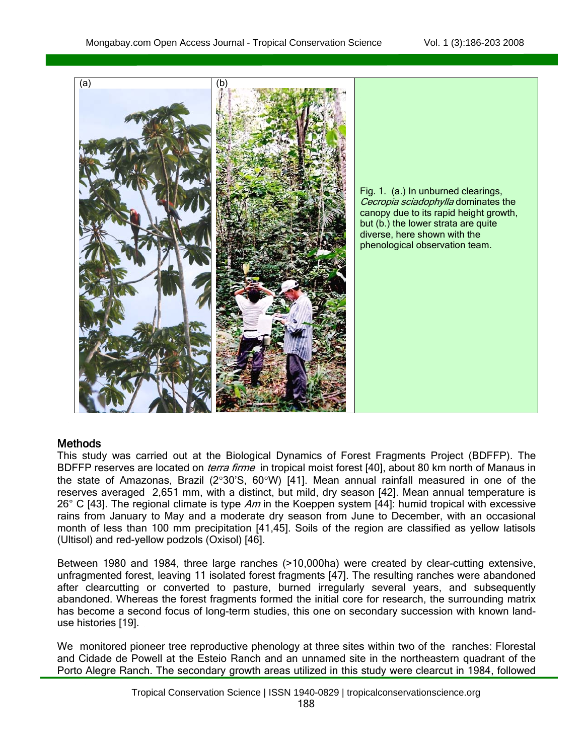(a) (b)

Fig. 1. (a.) In unburned clearings, *Cecropia sciadophylla* dominates the canopy due to its rapid height growth, but (b.) the lower strata are quite diverse, here shown with the phenological observation team.

## Methods

This study was carried out at the Biological Dynamics of Forest Fragments Project (BDFFP). The BDFFP reserves are located on *terra firme* in tropical moist forest [40], about 80 km north of Manaus in the state of Amazonas, Brazil (2°30'S, 60°W) [41]. Mean annual rainfall measured in one of the reserves averaged 2,651 mm, with a distinct, but mild, dry season [42]. Mean annual temperature is 26° C [43]. The regional climate is type *Am* in the Koeppen system [44]: humid tropical with excessive rains from January to May and a moderate dry season from June to December, with an occasional month of less than 100 mm precipitation [41,45]. Soils of the region are classified as yellow latisols (Ultisol) and red-yellow podzols (Oxisol) [46].

Between 1980 and 1984, three large ranches (>10,000ha) were created by clear-cutting extensive, unfragmented forest, leaving 11 isolated forest fragments [47]. The resulting ranches were abandoned after clearcutting or converted to pasture, burned irregularly several years, and subsequently abandoned. Whereas the forest fragments formed the initial core for research, the surrounding matrix has become a second focus of long-term studies, this one on secondary succession with known land-use histories [19].

We monitored pioneer tree reproductive phenology at three sites within two of the ranches: Florestal and Cidade de Powell at the Esteio Ranch and an unnamed site in the northeastern quadrant of the Porto Alegre Ranch. The secondary growth areas utilized in this study were clearcut in 1984, followed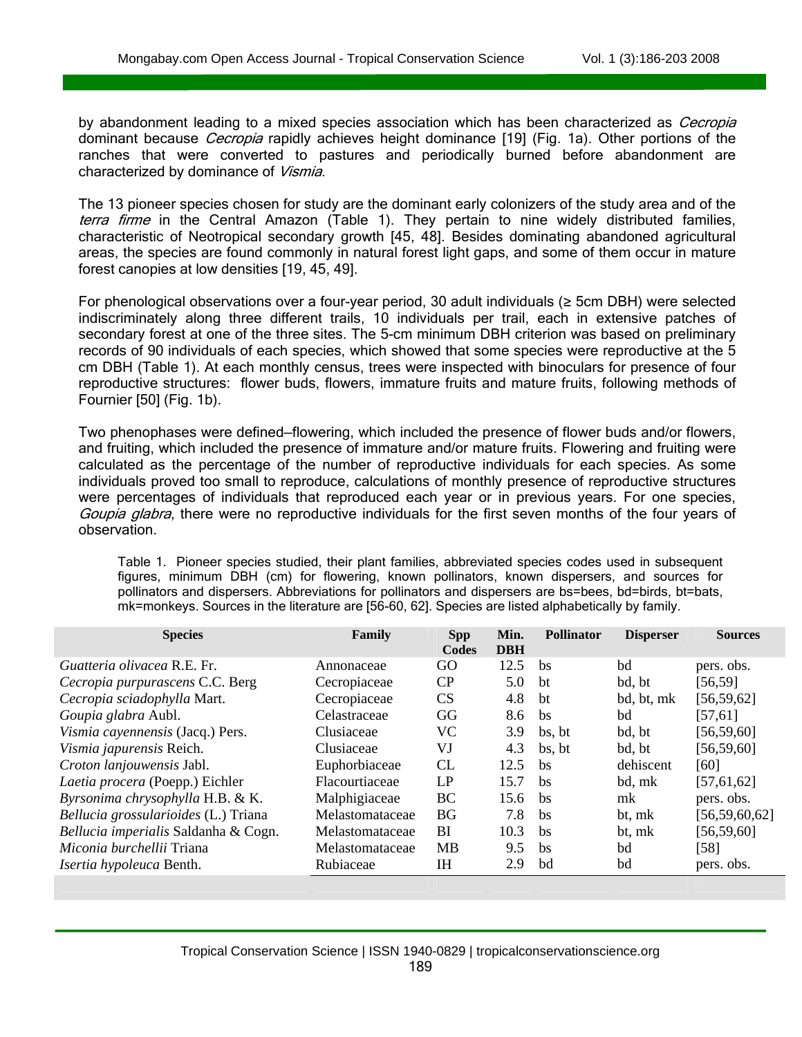by abandonment leading to a mixed species association which has been characterized as *Cecropia* dominant because *Cecropia* rapidly achieves height dominance [19] (Fig. 1a). Other portions of the ranches that were converted to pastures and periodically burned before abandonment are characterized by dominance of *Vismia*.

The 13 pioneer species chosen for study are the dominant early colonizers of the study area and of the *terra firme* in the Central Amazon (Table 1). They pertain to nine widely distributed families, characteristic of Neotropical secondary growth [45, 48]. Besides dominating abandoned agricultural areas, the species are found commonly in natural forest light gaps, and some of them occur in mature forest canopies at low densities [19, 45, 49].

For phenological observations over a four-year period, 30 adult individuals (≥ 5cm DBH) were selected indiscriminately along three different trails, 10 individuals per trail, each in extensive patches of secondary forest at one of the three sites. The 5-cm minimum DBH criterion was based on preliminary records of 90 individuals of each species, which showed that some species were reproductive at the 5 cm DBH (Table 1). At each monthly census, trees were inspected with binoculars for presence of four reproductive structures: flower buds, flowers, immature fruits and mature fruits, following methods of Fournier [50] (Fig. 1b).

Two phenophases were defined—flowering, which included the presence of flower buds and/or flowers, and fruiting, which included the presence of immature and/or mature fruits. Flowering and fruiting were calculated as the percentage of the number of reproductive individuals for each species. As some individuals proved too small to reproduce, calculations of monthly presence of reproductive structures were percentages of individuals that reproduced each year or in previous years. For one species, *Goupia glabra*, there were no reproductive individuals for the first seven months of the four years of observation.

Table 1. Pioneer species studied, their plant families, abbreviated species codes used in subsequent figures, minimum DBH (cm) for flowering, known pollinators, known dispersers, and sources for pollinators and dispersers. Abbreviations for pollinators and dispersers are bs=bees, bd=birds, bt=bats, mk=monkeys. Sources in the literature are [56-60, 62]. Species are listed alphabetically by family.

| Species | Family | Spp Codes | Min. DBH | Pollinator | Disperser | Sources |
|---|---|---|---|---|---|---|
| *Guatteria olivacea* R.E. Fr. | Annonaceae | GO | 12.5 | bs | bd | pers. obs. |
| *Cecropia purpurascens* C.C. Berg | Cecropiaceae | CP | 5.0 | bt | bd, bt | [56,59] |
| *Cecropia sciadophylla* Mart. | Cecropiaceae | CS | 4.8 | bt | bd, bt, mk | [56,59,62] |
| *Goupia glabra* Aubl. | Celastraceae | GG | 8.6 | bs | bd | [57,61] |
| *Vismia cayennensis* (Jacq.) Pers. | Clusiaceae | VC | 3.9 | bs, bt | bd, bt | [56,59,60] |
| *Vismia japurensis* Reich. | Clusiaceae | VJ | 4.3 | bs, bt | bd, bt | [56,59,60] |
| *Croton lanjouwensis* Jabl. | Euphorbiaceae | CL | 12.5 | bs | dehiscent | [60] |
| *Laetia procera* (Poepp.) Eichler | Flacourtiaceae | LP | 15.7 | bs | bd, mk | [57,61,62] |
| *Byrsonima chrysophylla* H.B. & K. | Malphigiaceae | BC | 15.6 | bs | mk | pers. obs. |
| *Bellucia grossularioides* (L.) Triana | Melastomataceae | BG | 7.8 | bs | bt, mk | [56,59,60,62] |
| *Bellucia imperialis* Saldanha & Cogn. | Melastomataceae | BI | 10.3 | bs | bt, mk | [56,59,60] |
| *Miconia burchellii* Triana | Melastomataceae | MB | 9.5 | bs | bd | [58] |
| *Isertia hypoleuca* Benth. | Rubiaceae | IH | 2.9 | bd | bd | pers. obs. |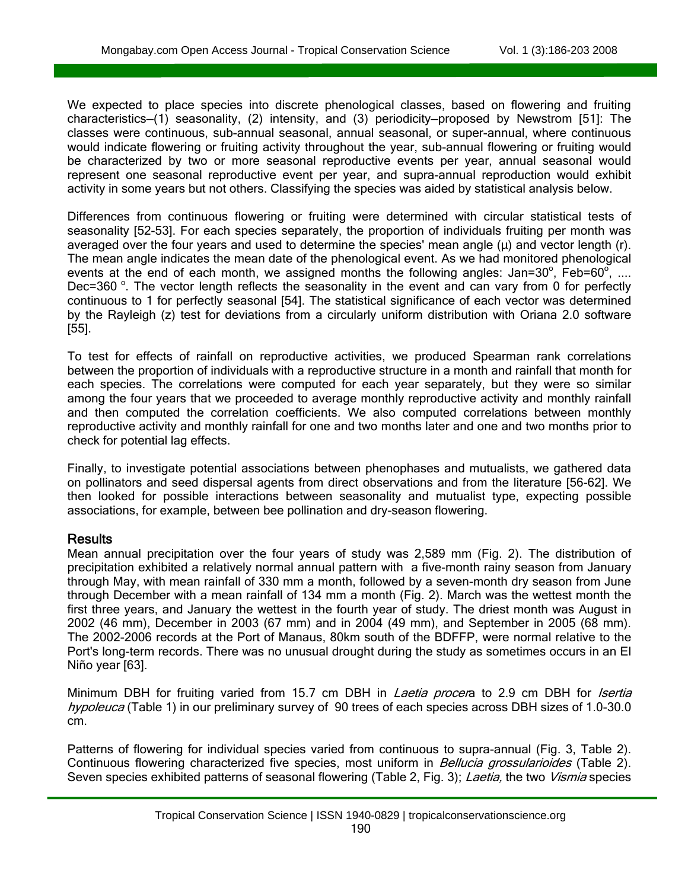We expected to place species into discrete phenological classes, based on flowering and fruiting characteristics—(1) seasonality, (2) intensity, and (3) periodicity—proposed by Newstrom [51]: The classes were continuous, sub-annual seasonal, annual seasonal, or super-annual, where continuous would indicate flowering or fruiting activity throughout the year, sub-annual flowering or fruiting would be characterized by two or more seasonal reproductive events per year, annual seasonal would represent one seasonal reproductive event per year, and supra-annual reproduction would exhibit activity in some years but not others. Classifying the species was aided by statistical analysis below.

Differences from continuous flowering or fruiting were determined with circular statistical tests of seasonality [52-53]. For each species separately, the proportion of individuals fruiting per month was averaged over the four years and used to determine the species' mean angle (μ) and vector length (r). The mean angle indicates the mean date of the phenological event. As we had monitored phenological events at the end of each month, we assigned months the following angles: Jan=30°, Feb=60°, .... Dec=360°. The vector length reflects the seasonality in the event and can vary from 0 for perfectly continuous to 1 for perfectly seasonal [54]. The statistical significance of each vector was determined by the Rayleigh (z) test for deviations from a circularly uniform distribution with Oriana 2.0 software [55].

To test for effects of rainfall on reproductive activities, we produced Spearman rank correlations between the proportion of individuals with a reproductive structure in a month and rainfall that month for each species. The correlations were computed for each year separately, but they were so similar among the four years that we proceeded to average monthly reproductive activity and monthly rainfall and then computed the correlation coefficients. We also computed correlations between monthly reproductive activity and monthly rainfall for one and two months later and one and two months prior to check for potential lag effects.

Finally, to investigate potential associations between phenophases and mutualists, we gathered data on pollinators and seed dispersal agents from direct observations and from the literature [56-62]. We then looked for possible interactions between seasonality and mutualist type, expecting possible associations, for example, between bee pollination and dry-season flowering.

## Results

Mean annual precipitation over the four years of study was 2,589 mm (Fig. 2). The distribution of precipitation exhibited a relatively normal annual pattern with a five-month rainy season from January through May, with mean rainfall of 330 mm a month, followed by a seven-month dry season from June through December with a mean rainfall of 134 mm a month (Fig. 2). March was the wettest month the first three years, and January the wettest in the fourth year of study. The driest month was August in 2002 (46 mm), December in 2003 (67 mm) and in 2004 (49 mm), and September in 2005 (68 mm). The 2002-2006 records at the Port of Manaus, 80km south of the BDFFP, were normal relative to the Port's long-term records. There was no unusual drought during the study as sometimes occurs in an El Niño year [63].

Minimum DBH for fruiting varied from 15.7 cm DBH in *Laetia procera* to 2.9 cm DBH for *Isertia hypoleuca* (Table 1) in our preliminary survey of 90 trees of each species across DBH sizes of 1.0-30.0 cm.

Patterns of flowering for individual species varied from continuous to supra-annual (Fig. 3, Table 2). Continuous flowering characterized five species, most uniform in *Bellucia grossularioides* (Table 2). Seven species exhibited patterns of seasonal flowering (Table 2, Fig. 3); *Laetia,* the two *Vismia* species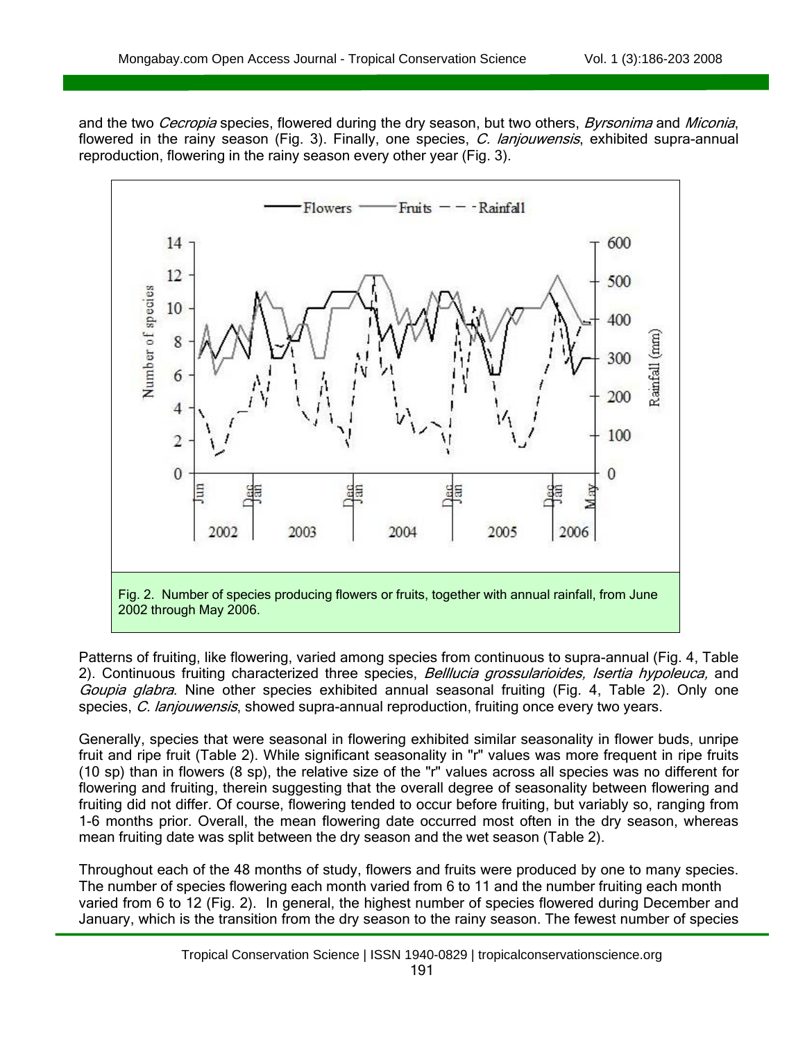and the two *Cecropia* species, flowered during the dry season, but two others, *Byrsonima* and *Miconia*, flowered in the rainy season (Fig. 3). Finally, one species, *C. lanjouwensis*, exhibited supra-annual reproduction, flowering in the rainy season every other year (Fig. 3).

Fig. 2. Number of species producing flowers or fruits, together with annual rainfall, from June 2002 through May 2006.

Patterns of fruiting, like flowering, varied among species from continuous to supra-annual (Fig. 4, Table 2). Continuous fruiting characterized three species, *Belllucia grossularioides, Isertia hypoleuca,* and *Goupia glabra*. Nine other species exhibited annual seasonal fruiting (Fig. 4, Table 2). Only one species, *C. lanjouwensis*, showed supra-annual reproduction, fruiting once every two years.

Generally, species that were seasonal in flowering exhibited similar seasonality in flower buds, unripe fruit and ripe fruit (Table 2). While significant seasonality in "r" values was more frequent in ripe fruits (10 sp) than in flowers (8 sp), the relative size of the "r" values across all species was no different for flowering and fruiting, therein suggesting that the overall degree of seasonality between flowering and fruiting did not differ. Of course, flowering tended to occur before fruiting, but variably so, ranging from 1-6 months prior. Overall, the mean flowering date occurred most often in the dry season, whereas mean fruiting date was split between the dry season and the wet season (Table 2).

Throughout each of the 48 months of study, flowers and fruits were produced by one to many species. The number of species flowering each month varied from 6 to 11 and the number fruiting each month varied from 6 to 12 (Fig. 2). In general, the highest number of species flowered during December and January, which is the transition from the dry season to the rainy season. The fewest number of species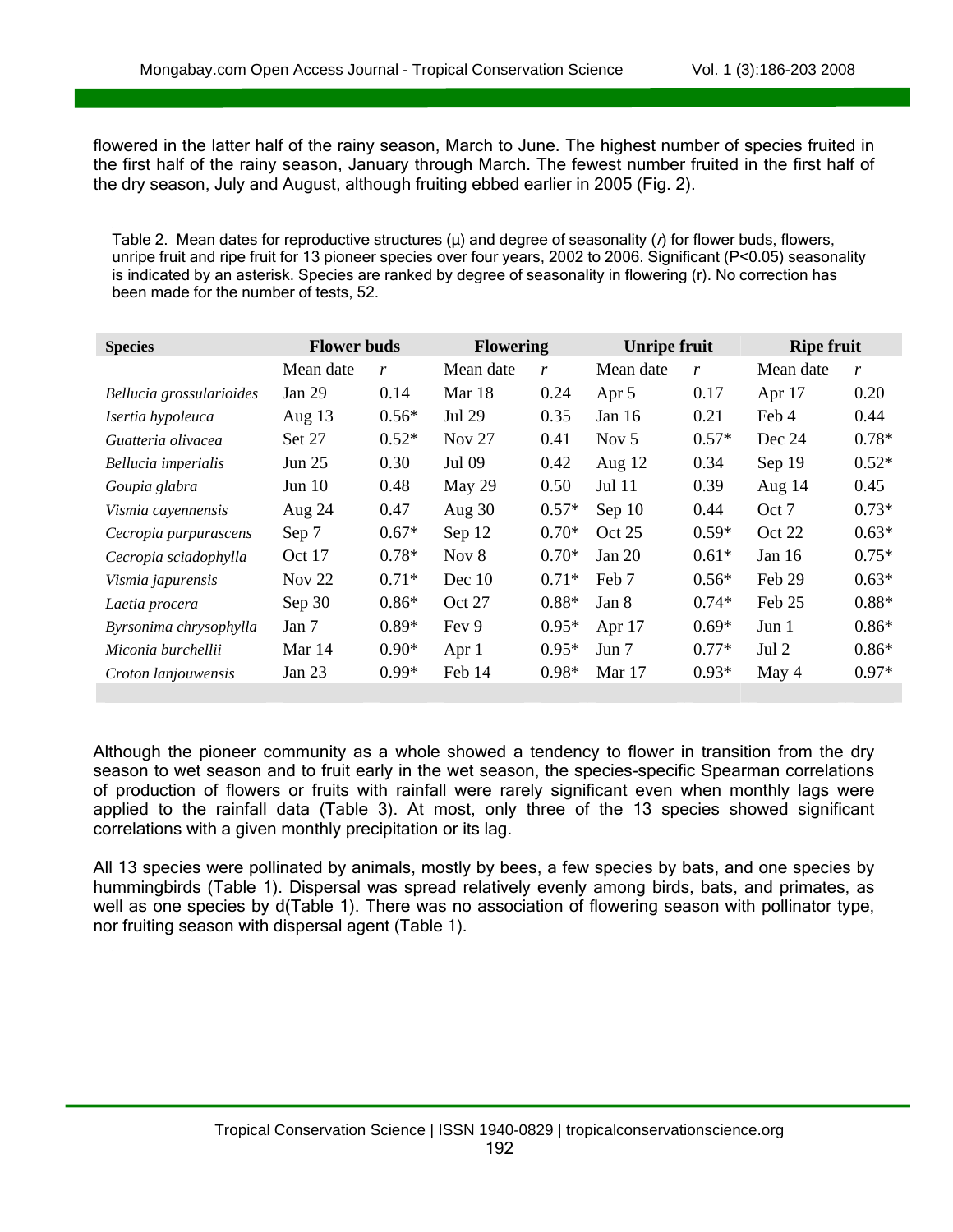flowered in the latter half of the rainy season, March to June. The highest number of species fruited in the first half of the rainy season, January through March. The fewest number fruited in the first half of the dry season, July and August, although fruiting ebbed earlier in 2005 (Fig. 2).

Table 2. Mean dates for reproductive structures (μ) and degree of seasonality (*r*) for flower buds, flowers, unripe fruit and ripe fruit for 13 pioneer species over four years, 2002 to 2006. Significant ($P<0.05$) seasonality is indicated by an asterisk. Species are ranked by degree of seasonality in flowering (r). No correction has been made for the number of tests, 52.

| Species | Flower buds | | Flowering | | Unripe fruit | | Ripe fruit | |
|---|---|---|---|---|---|---|---|---|
| | Mean date | *r* | Mean date | *r* | Mean date | *r* | Mean date | *r* |
| *Bellucia grossularioides* | Jan 29 | 0.14 | Mar 18 | 0.24 | Apr 5 | 0.17 | Apr 17 | 0.20 |
| *Isertia hypoleuca* | Aug 13 | 0.56* | Jul 29 | 0.35 | Jan 16 | 0.21 | Feb 4 | 0.44 |
| *Guatteria olivacea* | Set 27 | 0.52* | Nov 27 | 0.41 | Nov 5 | 0.57* | Dec 24 | 0.78* |
| *Bellucia imperialis* | Jun 25 | 0.30 | Jul 09 | 0.42 | Aug 12 | 0.34 | Sep 19 | 0.52* |
| *Goupia glabra* | Jun 10 | 0.48 | May 29 | 0.50 | Jul 11 | 0.39 | Aug 14 | 0.45 |
| *Vismia cayennensis* | Aug 24 | 0.47 | Aug 30 | 0.57* | Sep 10 | 0.44 | Oct 7 | 0.73* |
| *Cecropia purpurascens* | Sep 7 | 0.67* | Sep 12 | 0.70* | Oct 25 | 0.59* | Oct 22 | 0.63* |
| *Cecropia sciadophylla* | Oct 17 | 0.78* | Nov 8 | 0.70* | Jan 20 | 0.61* | Jan 16 | 0.75* |
| *Vismia japurensis* | Nov 22 | 0.71* | Dec 10 | 0.71* | Feb 7 | 0.56* | Feb 29 | 0.63* |
| *Laetia procera* | Sep 30 | 0.86* | Oct 27 | 0.88* | Jan 8 | 0.74* | Feb 25 | 0.88* |
| *Byrsonima chrysophylla* | Jan 7 | 0.89* | Fev 9 | 0.95* | Apr 17 | 0.69* | Jun 1 | 0.86* |
| *Miconia burchellii* | Mar 14 | 0.90* | Apr 1 | 0.95* | Jun 7 | 0.77* | Jul 2 | 0.86* |
| *Croton lanjouwensis* | Jan 23 | 0.99* | Feb 14 | 0.98* | Mar 17 | 0.93* | May 4 | 0.97* |

Although the pioneer community as a whole showed a tendency to flower in transition from the dry season to wet season and to fruit early in the wet season, the species-specific Spearman correlations of production of flowers or fruits with rainfall were rarely significant even when monthly lags were applied to the rainfall data (Table 3). At most, only three of the 13 species showed significant correlations with a given monthly precipitation or its lag.

All 13 species were pollinated by animals, mostly by bees, a few species by bats, and one species by hummingbirds (Table 1). Dispersal was spread relatively evenly among birds, bats, and primates, as well as one species by d(Table 1). There was no association of flowering season with pollinator type, nor fruiting season with dispersal agent (Table 1).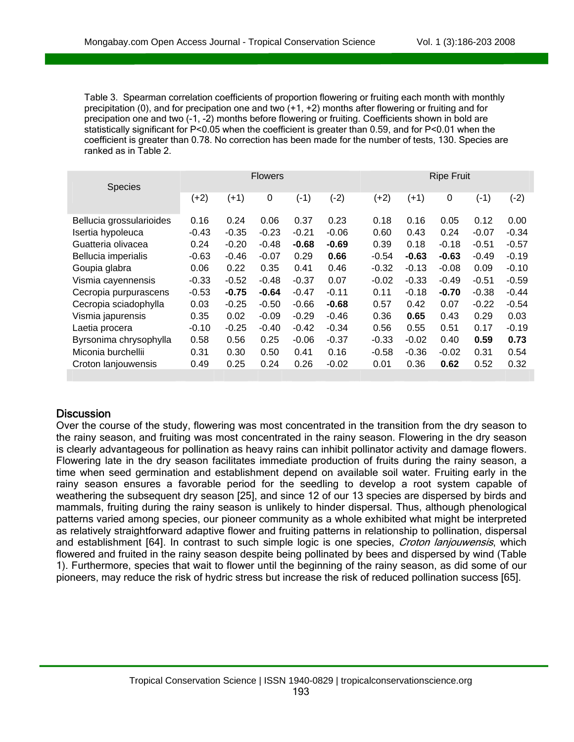Table 3. Spearman correlation coefficients of proportion flowering or fruiting each month with monthly precipitation (0), and for precipation one and two (+1, +2) months after flowering or fruiting and for precipation one and two (-1, -2) months before flowering or fruiting. Coefficients shown in bold are statistically significant for P<0.05 when the coefficient is greater than 0.59, and for P<0.01 when the coefficient is greater than 0.78. No correction has been made for the number of tests, 130. Species are ranked as in Table 2.

| Species | Flowers | | | | | Ripe Fruit | | | | |
|---|---|---|---|---|---|---|---|---|---|---|
| | (+2) | (+1) | 0 | (-1) | (-2) | (+2) | (+1) | 0 | (-1) | (-2) |
| Bellucia grossularioides | 0.16 | 0.24 | 0.06 | 0.37 | 0.23 | 0.18 | 0.16 | 0.05 | 0.12 | 0.00 |
| Isertia hypoleuca | -0.43 | -0.35 | -0.23 | -0.21 | -0.06 | 0.60 | 0.43 | 0.24 | -0.07 | -0.34 |
| Guatteria olivacea | 0.24 | -0.20 | -0.48 | **-0.68** | **-0.69** | 0.39 | 0.18 | -0.18 | -0.51 | -0.57 |
| Bellucia imperialis | -0.63 | -0.46 | -0.07 | 0.29 | **0.66** | -0.54 | **-0.63** | **-0.63** | -0.49 | -0.19 |
| Goupia glabra | 0.06 | 0.22 | 0.35 | 0.41 | 0.46 | -0.32 | -0.13 | -0.08 | 0.09 | -0.10 |
| Vismia cayennensis | -0.33 | -0.52 | -0.48 | -0.37 | 0.07 | -0.02 | -0.33 | -0.49 | -0.51 | -0.59 |
| Cecropia purpurascens | -0.53 | **-0.75** | **-0.64** | -0.47 | -0.11 | 0.11 | -0.18 | **-0.70** | -0.38 | -0.44 |
| Cecropia sciadophylla | 0.03 | -0.25 | -0.50 | -0.66 | **-0.68** | 0.57 | 0.42 | 0.07 | -0.22 | -0.54 |
| Vismia japurensis | 0.35 | 0.02 | -0.09 | -0.29 | -0.46 | 0.36 | **0.65** | 0.43 | 0.29 | 0.03 |
| Laetia procera | -0.10 | -0.25 | -0.40 | -0.42 | -0.34 | 0.56 | 0.55 | 0.51 | 0.17 | -0.19 |
| Byrsonima chrysophylla | 0.58 | 0.56 | 0.25 | -0.06 | -0.37 | -0.33 | -0.02 | 0.40 | **0.59** | **0.73** |
| Miconia burchellii | 0.31 | 0.30 | 0.50 | 0.41 | 0.16 | -0.58 | -0.36 | -0.02 | 0.31 | 0.54 |
| Croton lanjouwensis | 0.49 | 0.25 | 0.24 | 0.26 | -0.02 | 0.01 | 0.36 | **0.62** | 0.52 | 0.32 |

## Discussion

Over the course of the study, flowering was most concentrated in the transition from the dry season to the rainy season, and fruiting was most concentrated in the rainy season. Flowering in the dry season is clearly advantageous for pollination as heavy rains can inhibit pollinator activity and damage flowers. Flowering late in the dry season facilitates immediate production of fruits during the rainy season, a time when seed germination and establishment depend on available soil water. Fruiting early in the rainy season ensures a favorable period for the seedling to develop a root system capable of weathering the subsequent dry season [25], and since 12 of our 13 species are dispersed by birds and mammals, fruiting during the rainy season is unlikely to hinder dispersal. Thus, although phenological patterns varied among species, our pioneer community as a whole exhibited what might be interpreted as relatively straightforward adaptive flower and fruiting patterns in relationship to pollination, dispersal and establishment [64]. In contrast to such simple logic is one species, *Croton lanjouwensis*, which flowered and fruited in the rainy season despite being pollinated by bees and dispersed by wind (Table 1). Furthermore, species that wait to flower until the beginning of the rainy season, as did some of our pioneers, may reduce the risk of hydric stress but increase the risk of reduced pollination success [65].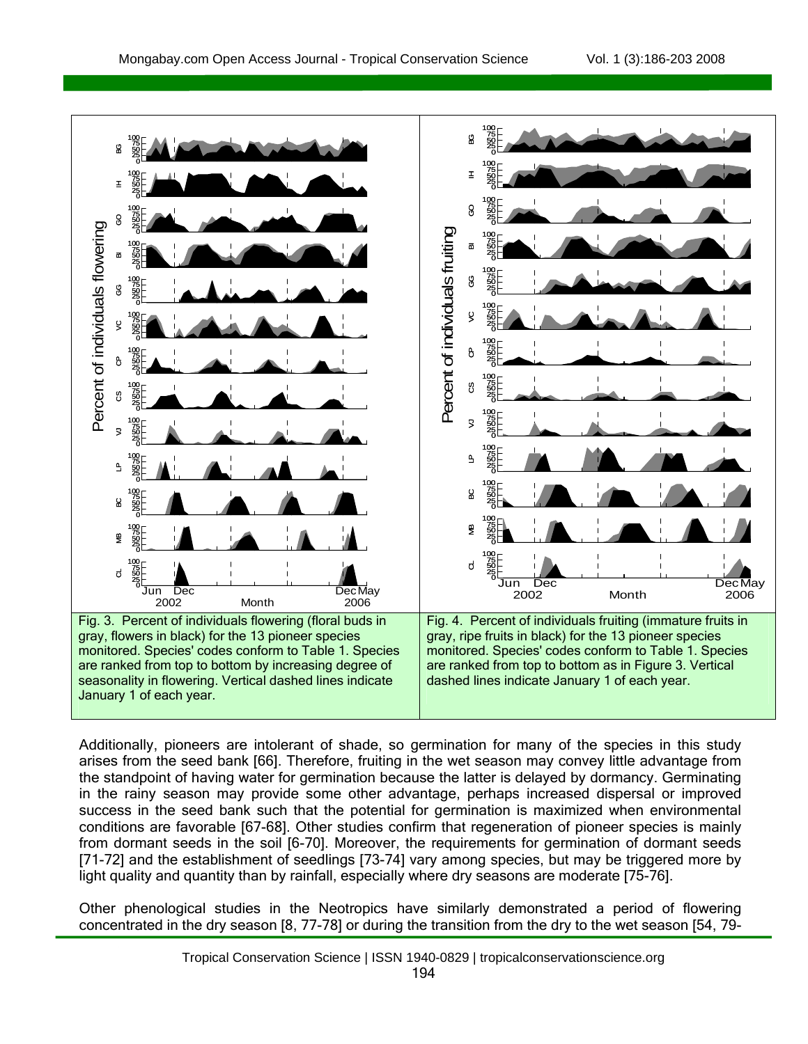Fig. 3. Percent of individuals flowering (floral buds in gray, flowers in black) for the 13 pioneer species monitored. Species' codes conform to Table 1. Species are ranked from top to bottom by increasing degree of seasonality in flowering. Vertical dashed lines indicate January 1 of each year.

Fig. 4. Percent of individuals fruiting (immature fruits in gray, ripe fruits in black) for the 13 pioneer species monitored. Species' codes conform to Table 1. Species are ranked from top to bottom as in Figure 3. Vertical dashed lines indicate January 1 of each year.

Additionally, pioneers are intolerant of shade, so germination for many of the species in this study arises from the seed bank [66]. Therefore, fruiting in the wet season may convey little advantage from the standpoint of having water for germination because the latter is delayed by dormancy. Germinating in the rainy season may provide some other advantage, perhaps increased dispersal or improved success in the seed bank such that the potential for germination is maximized when environmental conditions are favorable [67-68]. Other studies confirm that regeneration of pioneer species is mainly from dormant seeds in the soil [6-70]. Moreover, the requirements for germination of dormant seeds [71-72] and the establishment of seedlings [73-74] vary among species, but may be triggered more by light quality and quantity than by rainfall, especially where dry seasons are moderate [75-76].

Other phenological studies in the Neotropics have similarly demonstrated a period of flowering concentrated in the dry season [8, 77-78] or during the transition from the dry to the wet season [54, 79-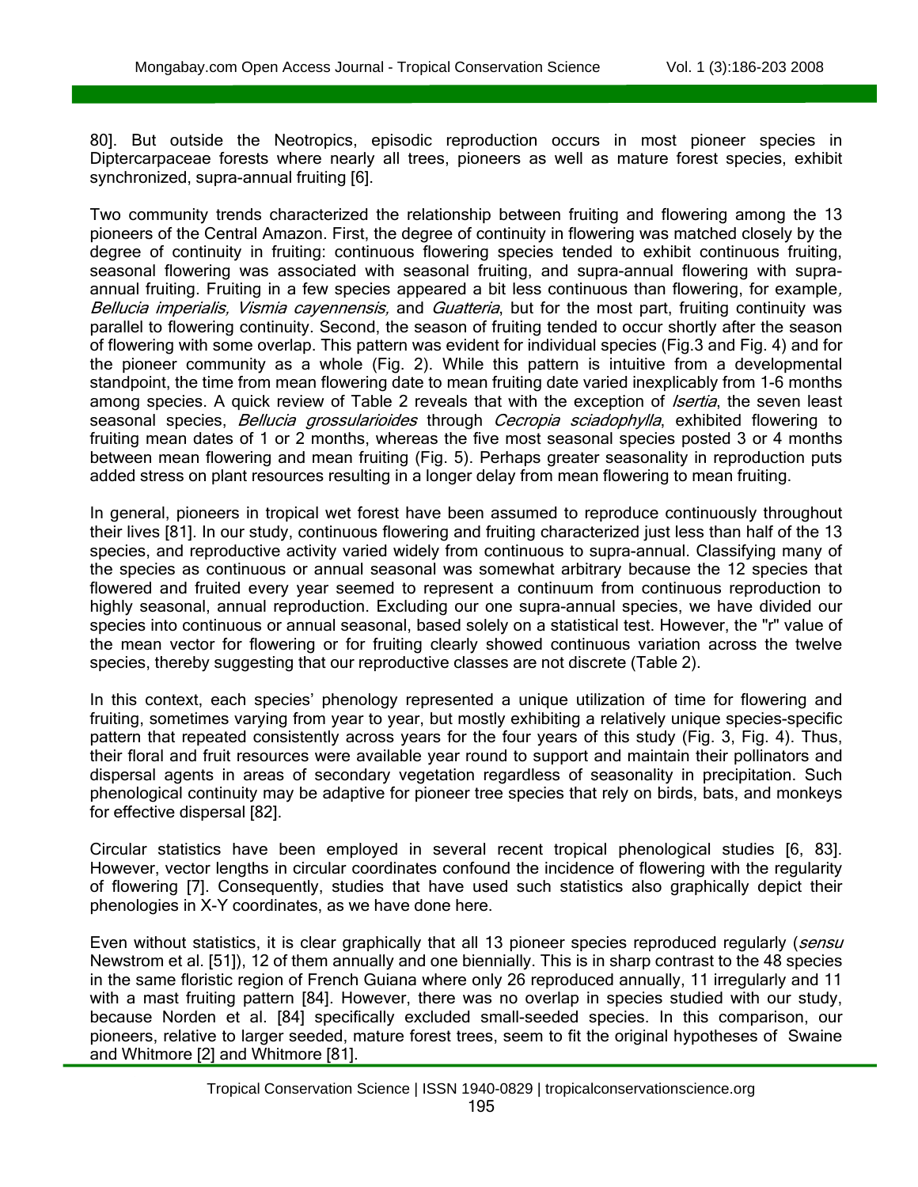80]. But outside the Neotropics, episodic reproduction occurs in most pioneer species in Diptercarpaceae forests where nearly all trees, pioneers as well as mature forest species, exhibit synchronized, supra-annual fruiting [6].

Two community trends characterized the relationship between fruiting and flowering among the 13 pioneers of the Central Amazon. First, the degree of continuity in flowering was matched closely by the degree of continuity in fruiting: continuous flowering species tended to exhibit continuous fruiting, seasonal flowering was associated with seasonal fruiting, and supra-annual flowering with supra-annual fruiting. Fruiting in a few species appeared a bit less continuous than flowering, for example, *Bellucia imperialis, Vismia cayennensis,* and *Guatteria*, but for the most part, fruiting continuity was parallel to flowering continuity. Second, the season of fruiting tended to occur shortly after the season of flowering with some overlap. This pattern was evident for individual species (Fig.3 and Fig. 4) and for the pioneer community as a whole (Fig. 2). While this pattern is intuitive from a developmental standpoint, the time from mean flowering date to mean fruiting date varied inexplicably from 1-6 months among species. A quick review of Table 2 reveals that with the exception of *Isertia*, the seven least seasonal species, *Bellucia grossularioides* through *Cecropia sciadophylla*, exhibited flowering to fruiting mean dates of 1 or 2 months, whereas the five most seasonal species posted 3 or 4 months between mean flowering and mean fruiting (Fig. 5). Perhaps greater seasonality in reproduction puts added stress on plant resources resulting in a longer delay from mean flowering to mean fruiting.

In general, pioneers in tropical wet forest have been assumed to reproduce continuously throughout their lives [81]. In our study, continuous flowering and fruiting characterized just less than half of the 13 species, and reproductive activity varied widely from continuous to supra-annual. Classifying many of the species as continuous or annual seasonal was somewhat arbitrary because the 12 species that flowered and fruited every year seemed to represent a continuum from continuous reproduction to highly seasonal, annual reproduction. Excluding our one supra-annual species, we have divided our species into continuous or annual seasonal, based solely on a statistical test. However, the "r" value of the mean vector for flowering or for fruiting clearly showed continuous variation across the twelve species, thereby suggesting that our reproductive classes are not discrete (Table 2).

In this context, each species' phenology represented a unique utilization of time for flowering and fruiting, sometimes varying from year to year, but mostly exhibiting a relatively unique species-specific pattern that repeated consistently across years for the four years of this study (Fig. 3, Fig. 4). Thus, their floral and fruit resources were available year round to support and maintain their pollinators and dispersal agents in areas of secondary vegetation regardless of seasonality in precipitation. Such phenological continuity may be adaptive for pioneer tree species that rely on birds, bats, and monkeys for effective dispersal [82].

Circular statistics have been employed in several recent tropical phenological studies [6, 83]. However, vector lengths in circular coordinates confound the incidence of flowering with the regularity of flowering [7]. Consequently, studies that have used such statistics also graphically depict their phenologies in X-Y coordinates, as we have done here.

Even without statistics, it is clear graphically that all 13 pioneer species reproduced regularly (*sensu* Newstrom et al. [51]), 12 of them annually and one biennially. This is in sharp contrast to the 48 species in the same floristic region of French Guiana where only 26 reproduced annually, 11 irregularly and 11 with a mast fruiting pattern [84]. However, there was no overlap in species studied with our study, because Norden et al. [84] specifically excluded small-seeded species. In this comparison, our pioneers, relative to larger seeded, mature forest trees, seem to fit the original hypotheses of Swaine and Whitmore [2] and Whitmore [81].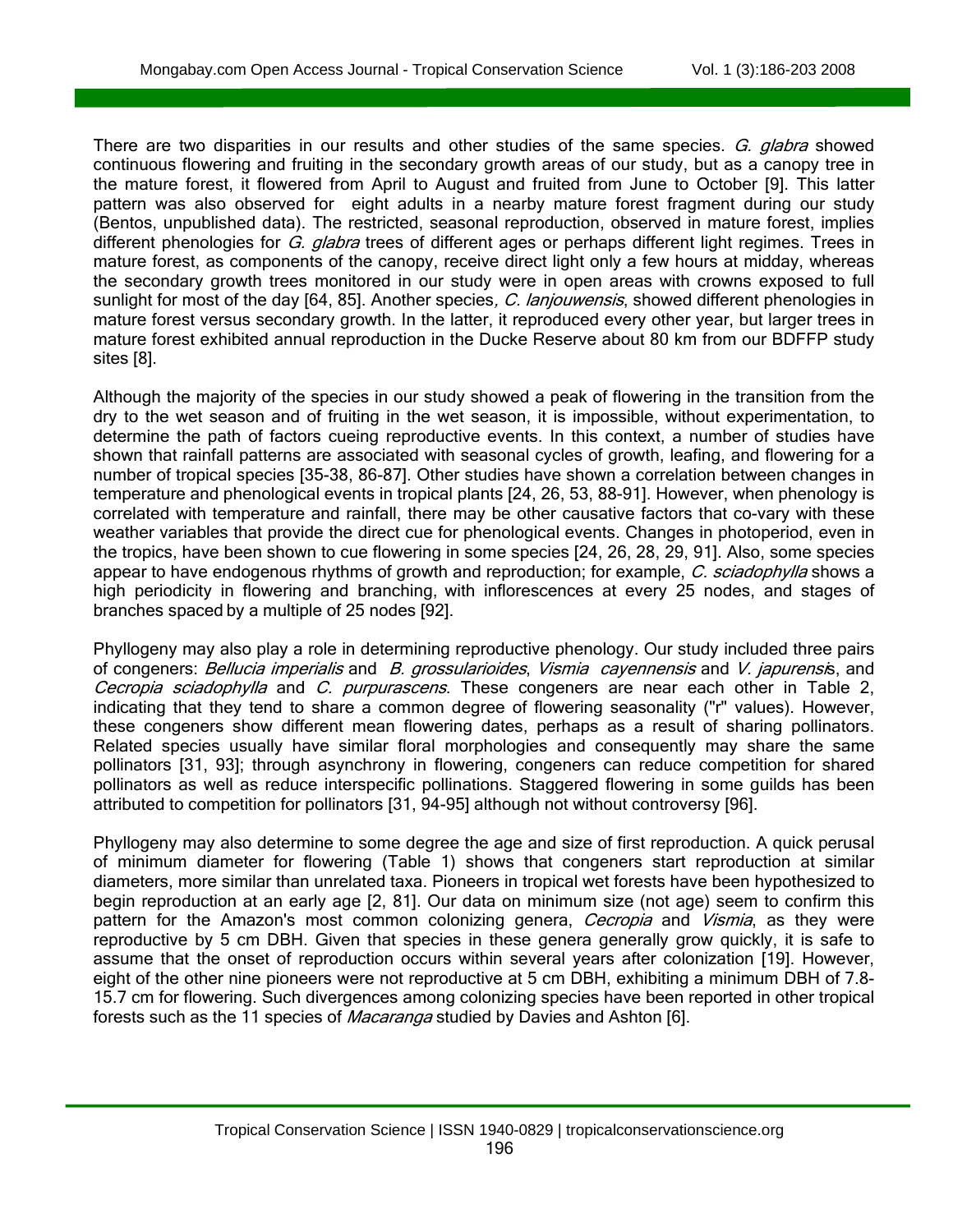There are two disparities in our results and other studies of the same species. *G. glabra* showed continuous flowering and fruiting in the secondary growth areas of our study, but as a canopy tree in the mature forest, it flowered from April to August and fruited from June to October [9]. This latter pattern was also observed for eight adults in a nearby mature forest fragment during our study (Bentos, unpublished data). The restricted, seasonal reproduction, observed in mature forest, implies different phenologies for *G. glabra* trees of different ages or perhaps different light regimes. Trees in mature forest, as components of the canopy, receive direct light only a few hours at midday, whereas the secondary growth trees monitored in our study were in open areas with crowns exposed to full sunlight for most of the day [64, 85]. Another species, *C. lanjouwensis*, showed different phenologies in mature forest versus secondary growth. In the latter, it reproduced every other year, but larger trees in mature forest exhibited annual reproduction in the Ducke Reserve about 80 km from our BDFFP study sites [8].

Although the majority of the species in our study showed a peak of flowering in the transition from the dry to the wet season and of fruiting in the wet season, it is impossible, without experimentation, to determine the path of factors cueing reproductive events. In this context, a number of studies have shown that rainfall patterns are associated with seasonal cycles of growth, leafing, and flowering for a number of tropical species [35-38, 86-87]. Other studies have shown a correlation between changes in temperature and phenological events in tropical plants [24, 26, 53, 88-91]. However, when phenology is correlated with temperature and rainfall, there may be other causative factors that co-vary with these weather variables that provide the direct cue for phenological events. Changes in photoperiod, even in the tropics, have been shown to cue flowering in some species [24, 26, 28, 29, 91]. Also, some species appear to have endogenous rhythms of growth and reproduction; for example, *C. sciadophylla* shows a high periodicity in flowering and branching, with inflorescences at every 25 nodes, and stages of branches spaced by a multiple of 25 nodes [92].

Phyllogeny may also play a role in determining reproductive phenology. Our study included three pairs of congeners: *Bellucia imperialis* and *B. grossularioides*, *Vismia cayennensis* and *V. japurensis*, and *Cecropia sciadophylla* and *C. purpurascens*. These congeners are near each other in Table 2, indicating that they tend to share a common degree of flowering seasonality ("r" values). However, these congeners show different mean flowering dates, perhaps as a result of sharing pollinators. Related species usually have similar floral morphologies and consequently may share the same pollinators [31, 93]; through asynchrony in flowering, congeners can reduce competition for shared pollinators as well as reduce interspecific pollinations. Staggered flowering in some guilds has been attributed to competition for pollinators [31, 94-95] although not without controversy [96].

Phyllogeny may also determine to some degree the age and size of first reproduction. A quick perusal of minimum diameter for flowering (Table 1) shows that congeners start reproduction at similar diameters, more similar than unrelated taxa. Pioneers in tropical wet forests have been hypothesized to begin reproduction at an early age [2, 81]. Our data on minimum size (not age) seem to confirm this pattern for the Amazon's most common colonizing genera, *Cecropia* and *Vismia*, as they were reproductive by 5 cm DBH. Given that species in these genera generally grow quickly, it is safe to assume that the onset of reproduction occurs within several years after colonization [19]. However, eight of the other nine pioneers were not reproductive at 5 cm DBH, exhibiting a minimum DBH of 7.8-15.7 cm for flowering. Such divergences among colonizing species have been reported in other tropical forests such as the 11 species of *Macaranga* studied by Davies and Ashton [6].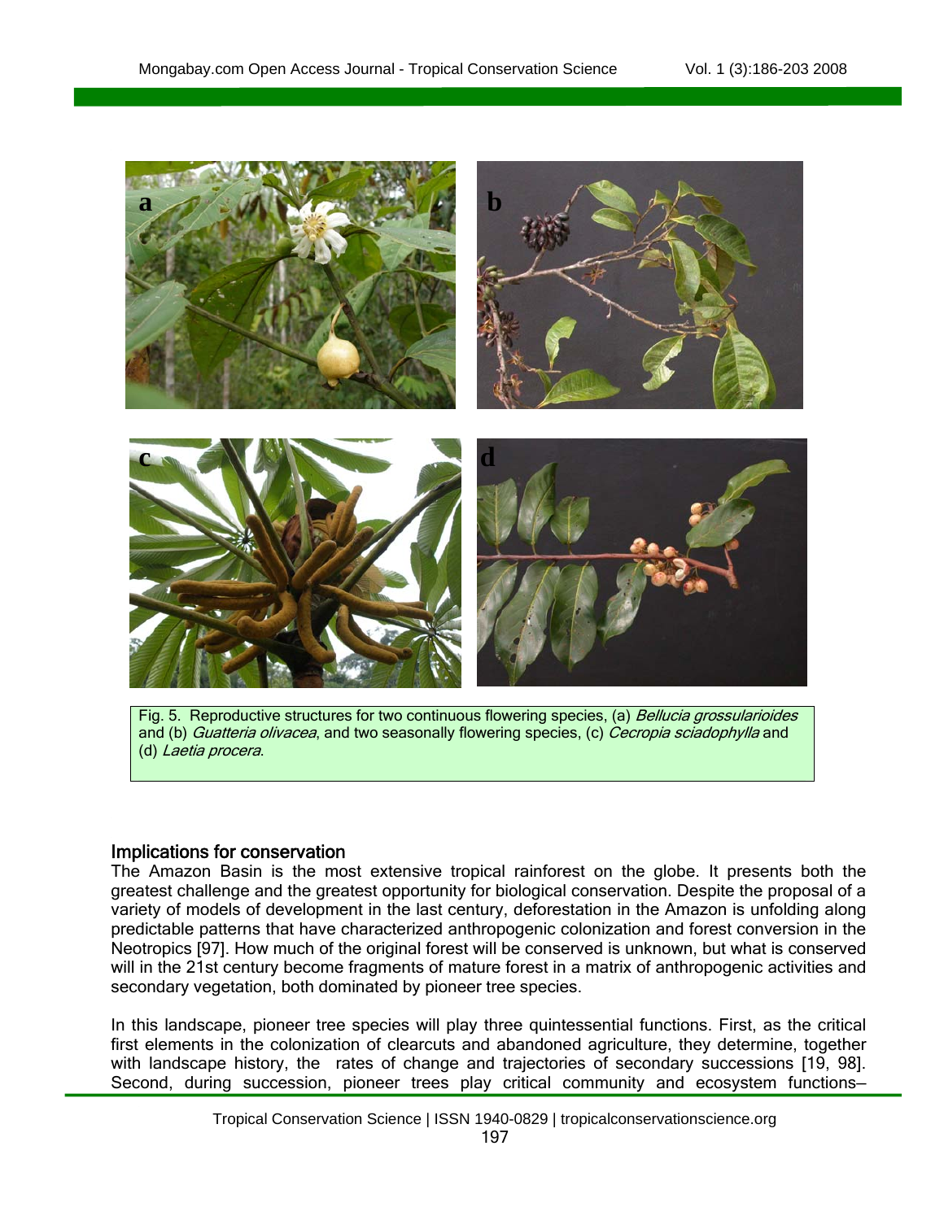Fig. 5. Reproductive structures for two continuous flowering species, (a) *Bellucia grossularioides* and (b) *Guatteria olivacea*, and two seasonally flowering species, (c) *Cecropia sciadophylla* and (d) *Laetia procera*.

## Implications for conservation

The Amazon Basin is the most extensive tropical rainforest on the globe. It presents both the greatest challenge and the greatest opportunity for biological conservation. Despite the proposal of a variety of models of development in the last century, deforestation in the Amazon is unfolding along predictable patterns that have characterized anthropogenic colonization and forest conversion in the Neotropics [97]. How much of the original forest will be conserved is unknown, but what is conserved will in the 21st century become fragments of mature forest in a matrix of anthropogenic activities and secondary vegetation, both dominated by pioneer tree species.

In this landscape, pioneer tree species will play three quintessential functions. First, as the critical first elements in the colonization of clearcuts and abandoned agriculture, they determine, together with landscape history, the rates of change and trajectories of secondary successions [19, 98]. Second, during succession, pioneer trees play critical community and ecosystem functions—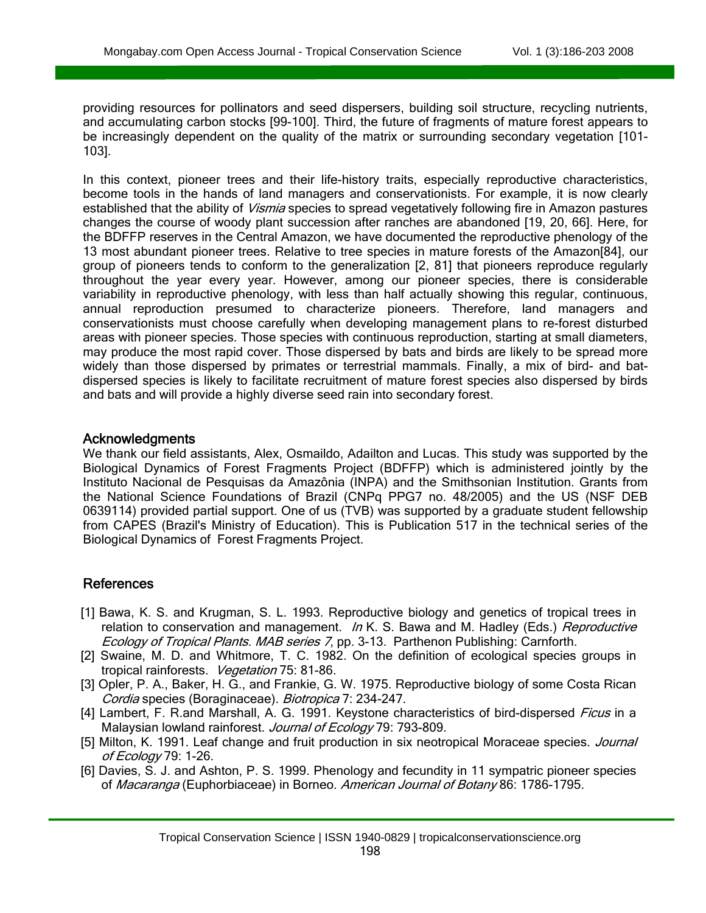providing resources for pollinators and seed dispersers, building soil structure, recycling nutrients, and accumulating carbon stocks [99-100]. Third, the future of fragments of mature forest appears to be increasingly dependent on the quality of the matrix or surrounding secondary vegetation [101-103].

In this context, pioneer trees and their life-history traits, especially reproductive characteristics, become tools in the hands of land managers and conservationists. For example, it is now clearly established that the ability of *Vismia* species to spread vegetatively following fire in Amazon pastures changes the course of woody plant succession after ranches are abandoned [19, 20, 66]. Here, for the BDFFP reserves in the Central Amazon, we have documented the reproductive phenology of the 13 most abundant pioneer trees. Relative to tree species in mature forests of the Amazon[84], our group of pioneers tends to conform to the generalization [2, 81] that pioneers reproduce regularly throughout the year every year. However, among our pioneer species, there is considerable variability in reproductive phenology, with less than half actually showing this regular, continuous, annual reproduction presumed to characterize pioneers. Therefore, land managers and conservationists must choose carefully when developing management plans to re-forest disturbed areas with pioneer species. Those species with continuous reproduction, starting at small diameters, may produce the most rapid cover. Those dispersed by bats and birds are likely to be spread more widely than those dispersed by primates or terrestrial mammals. Finally, a mix of bird- and bat-dispersed species is likely to facilitate recruitment of mature forest species also dispersed by birds and bats and will provide a highly diverse seed rain into secondary forest.

## Acknowledgments

We thank our field assistants, Alex, Osmaildo, Adailton and Lucas. This study was supported by the Biological Dynamics of Forest Fragments Project (BDFFP) which is administered jointly by the Instituto Nacional de Pesquisas da Amazônia (INPA) and the Smithsonian Institution. Grants from the National Science Foundations of Brazil (CNPq PPG7 no. 48/2005) and the US (NSF DEB 0639114) provided partial support. One of us (TVB) was supported by a graduate student fellowship from CAPES (Brazil's Ministry of Education). This is Publication 517 in the technical series of the Biological Dynamics of Forest Fragments Project.

## References

[1] Bawa, K. S. and Krugman, S. L. 1993. Reproductive biology and genetics of tropical trees in relation to conservation and management. *In* K. S. Bawa and M. Hadley (Eds.) *Reproductive Ecology of Tropical Plants. MAB series 7*, pp. 3-13. Parthenon Publishing: Carnforth.

[2] Swaine, M. D. and Whitmore, T. C. 1982. On the definition of ecological species groups in tropical rainforests. *Vegetation* 75: 81-86.

[3] Opler, P. A., Baker, H. G., and Frankie, G. W. 1975. Reproductive biology of some Costa Rican *Cordia* species (Boraginaceae). *Biotropica* 7: 234-247.

[4] Lambert, F. R.and Marshall, A. G. 1991. Keystone characteristics of bird-dispersed *Ficus* in a Malaysian lowland rainforest. *Journal of Ecology* 79: 793-809.

[5] Milton, K. 1991. Leaf change and fruit production in six neotropical Moraceae species. *Journal of Ecology* 79: 1-26.

[6] Davies, S. J. and Ashton, P. S. 1999. Phenology and fecundity in 11 sympatric pioneer species of *Macaranga* (Euphorbiaceae) in Borneo. *American Journal of Botany* 86: 1786-1795.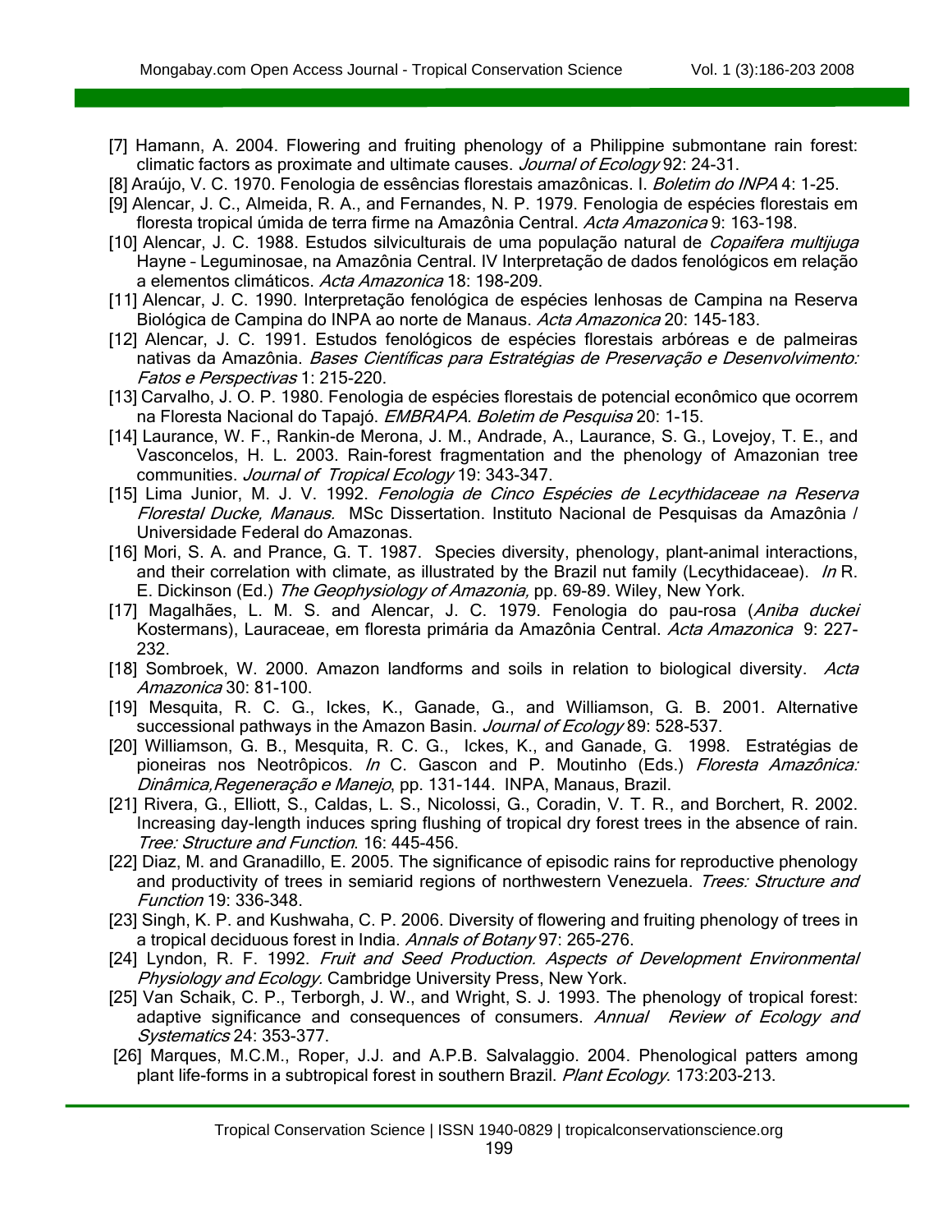[7] Hamann, A. 2004. Flowering and fruiting phenology of a Philippine submontane rain forest: climatic factors as proximate and ultimate causes. *Journal of Ecology* 92: 24-31.

[8] Araújo, V. C. 1970. Fenologia de essências florestais amazônicas. I. *Boletim do INPA* 4: 1-25.

[9] Alencar, J. C., Almeida, R. A., and Fernandes, N. P. 1979. Fenologia de espécies florestais em floresta tropical úmida de terra firme na Amazônia Central. *Acta Amazonica* 9: 163-198.

[10] Alencar, J. C. 1988. Estudos silviculturais de uma população natural de *Copaifera multijuga* Hayne – Leguminosae, na Amazônia Central. IV Interpretação de dados fenológicos em relação a elementos climáticos. *Acta Amazonica* 18: 198-209.

[11] Alencar, J. C. 1990. Interpretação fenológica de espécies lenhosas de Campina na Reserva Biológica de Campina do INPA ao norte de Manaus. *Acta Amazonica* 20: 145-183.

[12] Alencar, J. C. 1991. Estudos fenológicos de espécies florestais arbóreas e de palmeiras nativas da Amazônia. *Bases Científicas para Estratégias de Preservação e Desenvolvimento: Fatos e Perspectivas* 1: 215-220.

[13] Carvalho, J. O. P. 1980. Fenologia de espécies florestais de potencial econômico que ocorrem na Floresta Nacional do Tapajó. *EMBRAPA. Boletim de Pesquisa* 20: 1-15.

[14] Laurance, W. F., Rankin-de Merona, J. M., Andrade, A., Laurance, S. G., Lovejoy, T. E., and Vasconcelos, H. L. 2003. Rain-forest fragmentation and the phenology of Amazonian tree communities. *Journal of Tropical Ecology* 19: 343-347.

[15] Lima Junior, M. J. V. 1992. *Fenologia de Cinco Espécies de Lecythidaceae na Reserva Florestal Ducke, Manaus.* MSc Dissertation. Instituto Nacional de Pesquisas da Amazônia / Universidade Federal do Amazonas.

[16] Mori, S. A. and Prance, G. T. 1987. Species diversity, phenology, plant-animal interactions, and their correlation with climate, as illustrated by the Brazil nut family (Lecythidaceae). *In* R. E. Dickinson (Ed.) *The Geophysiology of Amazonia,* pp. 69-89. Wiley, New York.

[17] Magalhães, L. M. S. and Alencar, J. C. 1979. Fenologia do pau-rosa (*Aniba duckei* Kostermans), Lauraceae, em floresta primária da Amazônia Central. *Acta Amazonica* 9: 227-232.

[18] Sombroek, W. 2000. Amazon landforms and soils in relation to biological diversity. *Acta Amazonica* 30: 81-100.

[19] Mesquita, R. C. G., Ickes, K., Ganade, G., and Williamson, G. B. 2001. Alternative successional pathways in the Amazon Basin. *Journal of Ecology* 89: 528-537.

[20] Williamson, G. B., Mesquita, R. C. G., Ickes, K., and Ganade, G. 1998. Estratégias de pioneiras nos Neotrôpicos. *In* C. Gascon and P. Moutinho (Eds.) *Floresta Amazônica: Dinâmica,Regeneração e Manejo*, pp. 131-144. INPA, Manaus, Brazil.

[21] Rivera, G., Elliott, S., Caldas, L. S., Nicolossi, G., Coradin, V. T. R., and Borchert, R. 2002. Increasing day-length induces spring flushing of tropical dry forest trees in the absence of rain. *Tree: Structure and Function*. 16: 445-456.

[22] Diaz, M. and Granadillo, E. 2005. The significance of episodic rains for reproductive phenology and productivity of trees in semiarid regions of northwestern Venezuela. *Trees: Structure and Function* 19: 336-348.

[23] Singh, K. P. and Kushwaha, C. P. 2006. Diversity of flowering and fruiting phenology of trees in a tropical deciduous forest in India. *Annals of Botany* 97: 265-276.

[24] Lyndon, R. F. 1992. *Fruit and Seed Production. Aspects of Development Environmental Physiology and Ecology*. Cambridge University Press, New York.

[25] Van Schaik, C. P., Terborgh, J. W., and Wright, S. J. 1993. The phenology of tropical forest: adaptive significance and consequences of consumers. *Annual Review of Ecology and Systematics* 24: 353-377.

[26] Marques, M.C.M., Roper, J.J. and A.P.B. Salvalaggio. 2004. Phenological patters among plant life-forms in a subtropical forest in southern Brazil. *Plant Ecology*. 173:203-213.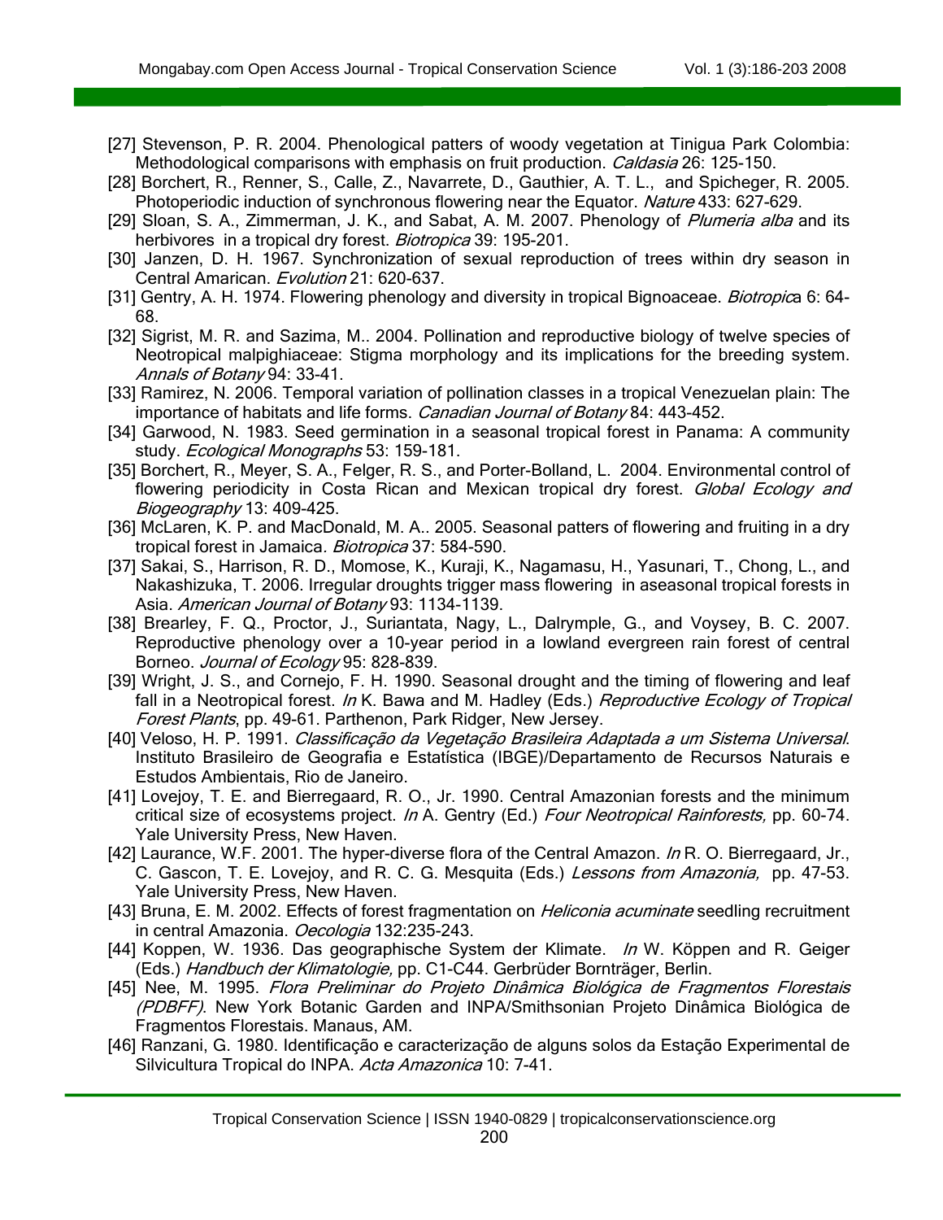[27] Stevenson, P. R. 2004. Phenological patters of woody vegetation at Tinigua Park Colombia: Methodological comparisons with emphasis on fruit production. *Caldasia* 26: 125-150.

[28] Borchert, R., Renner, S., Calle, Z., Navarrete, D., Gauthier, A. T. L., and Spicheger, R. 2005. Photoperiodic induction of synchronous flowering near the Equator. *Nature* 433: 627-629.

[29] Sloan, S. A., Zimmerman, J. K., and Sabat, A. M. 2007. Phenology of *Plumeria alba* and its herbivores in a tropical dry forest. *Biotropica* 39: 195-201.

[30] Janzen, D. H. 1967. Synchronization of sexual reproduction of trees within dry season in Central Amarican. *Evolution* 21: 620-637.

[31] Gentry, A. H. 1974. Flowering phenology and diversity in tropical Bignoaceae. *Biotropica* 6: 64-68.

[32] Sigrist, M. R. and Sazima, M.. 2004. Pollination and reproductive biology of twelve species of Neotropical malpighiaceae: Stigma morphology and its implications for the breeding system. *Annals of Botany* 94: 33-41.

[33] Ramirez, N. 2006. Temporal variation of pollination classes in a tropical Venezuelan plain: The importance of habitats and life forms. *Canadian Journal of Botany* 84: 443-452.

[34] Garwood, N. 1983. Seed germination in a seasonal tropical forest in Panama: A community study. *Ecological Monographs* 53: 159-181.

[35] Borchert, R., Meyer, S. A., Felger, R. S., and Porter-Bolland, L. 2004. Environmental control of flowering periodicity in Costa Rican and Mexican tropical dry forest. *Global Ecology and Biogeography* 13: 409-425.

[36] McLaren, K. P. and MacDonald, M. A.. 2005. Seasonal patters of flowering and fruiting in a dry tropical forest in Jamaica. *Biotropica* 37: 584-590.

[37] Sakai, S., Harrison, R. D., Momose, K., Kuraji, K., Nagamasu, H., Yasunari, T., Chong, L., and Nakashizuka, T. 2006. Irregular droughts trigger mass flowering in aseasonal tropical forests in Asia. *American Journal of Botany* 93: 1134-1139.

[38] Brearley, F. Q., Proctor, J., Suriantata, Nagy, L., Dalrymple, G., and Voysey, B. C. 2007. Reproductive phenology over a 10-year period in a lowland evergreen rain forest of central Borneo. *Journal of Ecology* 95: 828-839.

[39] Wright, J. S., and Cornejo, F. H. 1990. Seasonal drought and the timing of flowering and leaf fall in a Neotropical forest. *In* K. Bawa and M. Hadley (Eds.) *Reproductive Ecology of Tropical Forest Plants*, pp. 49-61. Parthenon, Park Ridger, New Jersey.

[40] Veloso, H. P. 1991. *Classificação da Vegetação Brasileira Adaptada a um Sistema Universal*. Instituto Brasileiro de Geografia e Estatística (IBGE)/Departamento de Recursos Naturais e Estudos Ambientais, Rio de Janeiro.

[41] Lovejoy, T. E. and Bierregaard, R. O., Jr. 1990. Central Amazonian forests and the minimum critical size of ecosystems project. *In* A. Gentry (Ed.) *Four Neotropical Rainforests,* pp. 60-74. Yale University Press, New Haven.

[42] Laurance, W.F. 2001. The hyper-diverse flora of the Central Amazon. *In* R. O. Bierregaard, Jr., C. Gascon, T. E. Lovejoy, and R. C. G. Mesquita (Eds.) *Lessons from Amazonia,* pp. 47-53. Yale University Press, New Haven.

[43] Bruna, E. M. 2002. Effects of forest fragmentation on *Heliconia acuminate* seedling recruitment in central Amazonia. *Oecologia* 132:235-243.

[44] Koppen, W. 1936. Das geographische System der Klimate. *In* W. Köppen and R. Geiger (Eds.) *Handbuch der Klimatologie,* pp. C1-C44. Gerbrüder Bornträger, Berlin.

[45] Nee, M. 1995. *Flora Preliminar do Projeto Dinâmica Biológica de Fragmentos Florestais (PDBFF)*. New York Botanic Garden and INPA/Smithsonian Projeto Dinâmica Biológica de Fragmentos Florestais. Manaus, AM.

[46] Ranzani, G. 1980. Identificação e caracterização de alguns solos da Estação Experimental de Silvicultura Tropical do INPA. *Acta Amazonica* 10: 7-41.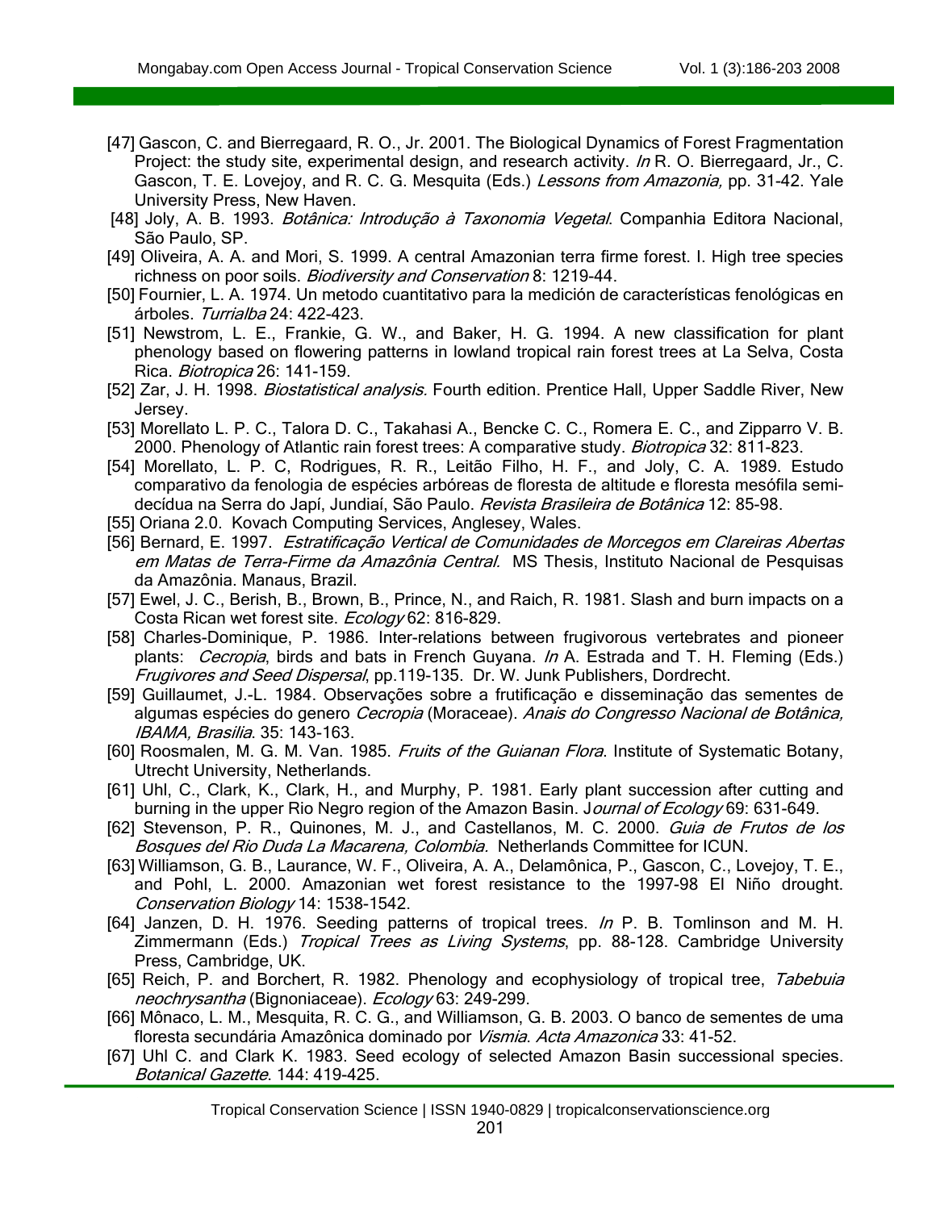[47] Gascon, C. and Bierregaard, R. O., Jr. 2001. The Biological Dynamics of Forest Fragmentation Project: the study site, experimental design, and research activity. *In* R. O. Bierregaard, Jr., C. Gascon, T. E. Lovejoy, and R. C. G. Mesquita (Eds.) *Lessons from Amazonia,* pp. 31-42. Yale University Press, New Haven.

[48] Joly, A. B. 1993. *Botânica: Introdução à Taxonomia Vegetal*. Companhia Editora Nacional, São Paulo, SP.

[49] Oliveira, A. A. and Mori, S. 1999. A central Amazonian terra firme forest. I. High tree species richness on poor soils. *Biodiversity and Conservation* 8: 1219-44.

[50] Fournier, L. A. 1974. Un metodo cuantitativo para la medición de características fenológicas en árboles. *Turrialba* 24: 422-423.

[51] Newstrom, L. E., Frankie, G. W., and Baker, H. G. 1994. A new classification for plant phenology based on flowering patterns in lowland tropical rain forest trees at La Selva, Costa Rica. *Biotropica* 26: 141-159.

[52] Zar, J. H. 1998. *Biostatistical analysis.* Fourth edition. Prentice Hall, Upper Saddle River, New Jersey.

[53] Morellato L. P. C., Talora D. C., Takahasi A., Bencke C. C., Romera E. C., and Zipparro V. B. 2000. Phenology of Atlantic rain forest trees: A comparative study. *Biotropica* 32: 811-823.

[54] Morellato, L. P. C, Rodrigues, R. R., Leitão Filho, H. F., and Joly, C. A. 1989. Estudo comparativo da fenologia de espécies arbóreas de floresta de altitude e floresta mesófila semi-decídua na Serra do Japí, Jundiaí, São Paulo. *Revista Brasileira de Botânica* 12: 85-98.

[55] Oriana 2.0. Kovach Computing Services, Anglesey, Wales.

[56] Bernard, E. 1997. *Estratificação Vertical de Comunidades de Morcegos em Clareiras Abertas em Matas de Terra-Firme da Amazônia Central.* MS Thesis, Instituto Nacional de Pesquisas da Amazônia. Manaus, Brazil.

[57] Ewel, J. C., Berish, B., Brown, B., Prince, N., and Raich, R. 1981. Slash and burn impacts on a Costa Rican wet forest site. *Ecology* 62: 816-829.

[58] Charles-Dominique, P. 1986. Inter-relations between frugivorous vertebrates and pioneer plants: *Cecropia*, birds and bats in French Guyana. *In* A. Estrada and T. H. Fleming (Eds.) *Frugivores and Seed Dispersal*, pp.119-135. Dr. W. Junk Publishers, Dordrecht.

[59] Guillaumet, J.-L. 1984. Observações sobre a frutificação e disseminação das sementes de algumas espécies do genero *Cecropia* (Moraceae). *Anais do Congresso Nacional de Botânica, IBAMA, Brasilia*. 35: 143-163.

[60] Roosmalen, M. G. M. Van. 1985. *Fruits of the Guianan Flora*. Institute of Systematic Botany, Utrecht University, Netherlands.

[61] Uhl, C., Clark, K., Clark, H., and Murphy, P. 1981. Early plant succession after cutting and burning in the upper Rio Negro region of the Amazon Basin. *Journal of Ecology* 69: 631-649.

[62] Stevenson, P. R., Quinones, M. J., and Castellanos, M. C. 2000. *Guia de Frutos de los Bosques del Rio Duda La Macarena, Colombia.* Netherlands Committee for ICUN.

[63] Williamson, G. B., Laurance, W. F., Oliveira, A. A., Delamônica, P., Gascon, C., Lovejoy, T. E., and Pohl, L. 2000. Amazonian wet forest resistance to the 1997-98 El Niño drought. *Conservation Biology* 14: 1538-1542.

[64] Janzen, D. H. 1976. Seeding patterns of tropical trees. *In* P. B. Tomlinson and M. H. Zimmermann (Eds.) *Tropical Trees as Living Systems*, pp. 88-128. Cambridge University Press, Cambridge, UK.

[65] Reich, P. and Borchert, R. 1982. Phenology and ecophysiology of tropical tree, *Tabebuia neochrysantha* (Bignoniaceae). *Ecology* 63: 249-299.

[66] Mônaco, L. M., Mesquita, R. C. G., and Williamson, G. B. 2003. O banco de sementes de uma floresta secundária Amazônica dominado por *Vismia*. *Acta Amazonica* 33: 41-52.

[67] Uhl C. and Clark K. 1983. Seed ecology of selected Amazon Basin successional species. *Botanical Gazette*. 144: 419-425.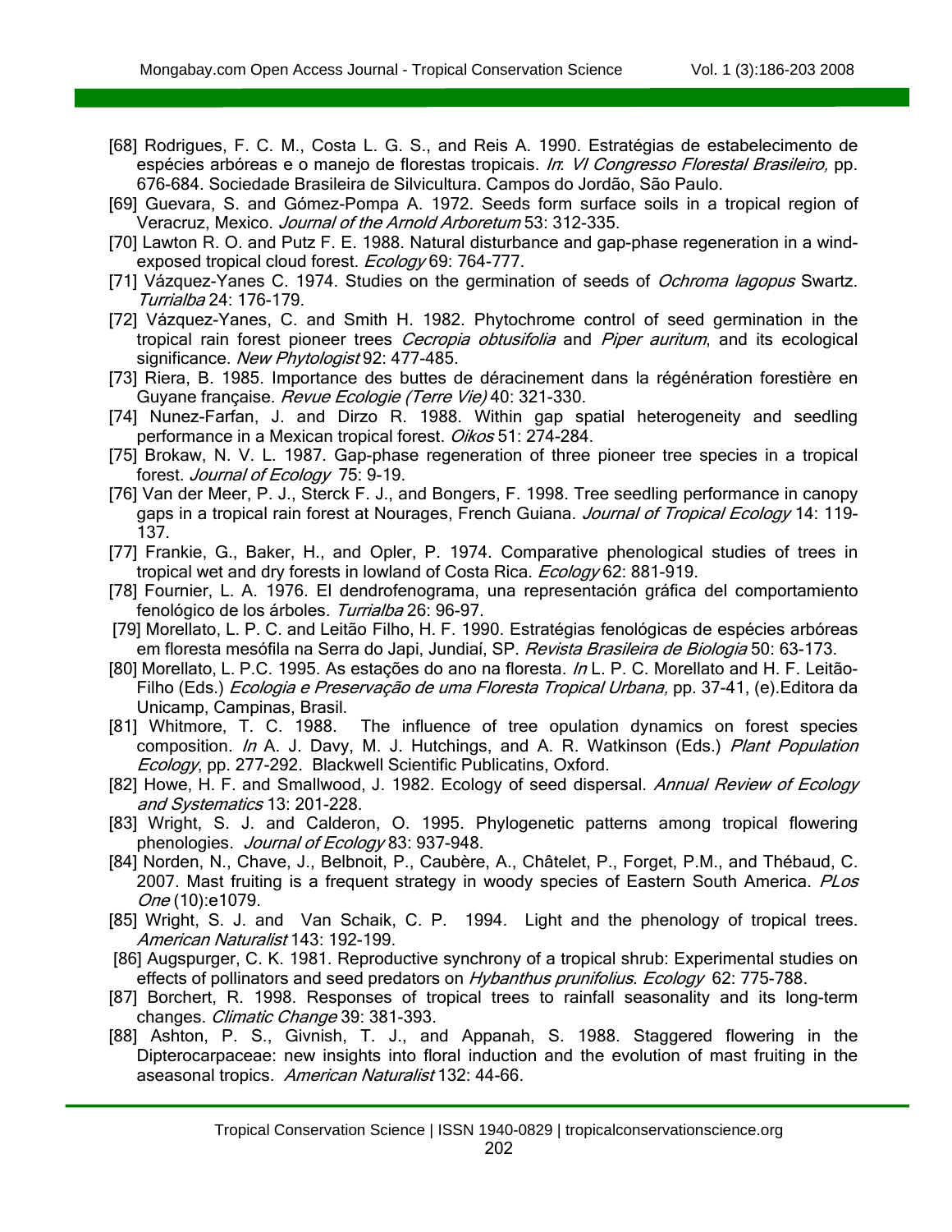[68] Rodrigues, F. C. M., Costa L. G. S., and Reis A. 1990. Estratégias de estabelecimento de espécies arbóreas e o manejo de florestas tropicais. *In*: *VI Congresso Florestal Brasileiro,* pp. 676-684. Sociedade Brasileira de Silvicultura. Campos do Jordão, São Paulo.

[69] Guevara, S. and Gómez-Pompa A. 1972. Seeds form surface soils in a tropical region of Veracruz, Mexico. *Journal of the Arnold Arboretum* 53: 312-335.

[70] Lawton R. O. and Putz F. E. 1988. Natural disturbance and gap-phase regeneration in a wind-exposed tropical cloud forest. *Ecology* 69: 764-777.

[71] Vázquez-Yanes C. 1974. Studies on the germination of seeds of *Ochroma lagopus* Swartz. *Turrialba* 24: 176-179.

[72] Vázquez-Yanes, C. and Smith H. 1982. Phytochrome control of seed germination in the tropical rain forest pioneer trees *Cecropia obtusifolia* and *Piper auritum*, and its ecological significance. *New Phytologist* 92: 477-485.

[73] Riera, B. 1985. Importance des buttes de déracinement dans la régénération forestière en Guyane française. *Revue Ecologie (Terre Vie)* 40: 321-330.

[74] Nunez-Farfan, J. and Dirzo R. 1988. Within gap spatial heterogeneity and seedling performance in a Mexican tropical forest. *Oikos* 51: 274-284.

[75] Brokaw, N. V. L. 1987. Gap-phase regeneration of three pioneer tree species in a tropical forest. *Journal of Ecology* 75: 9-19.

[76] Van der Meer, P. J., Sterck F. J., and Bongers, F. 1998. Tree seedling performance in canopy gaps in a tropical rain forest at Nourages, French Guiana. *Journal of Tropical Ecology* 14: 119-137.

[77] Frankie, G., Baker, H., and Opler, P. 1974. Comparative phenological studies of trees in tropical wet and dry forests in lowland of Costa Rica. *Ecology* 62: 881-919.

[78] Fournier, L. A. 1976. El dendrofenograma, una representación gráfica del comportamiento fenológico de los árboles. *Turrialba* 26: 96-97.

[79] Morellato, L. P. C. and Leitão Filho, H. F. 1990. Estratégias fenológicas de espécies arbóreas em floresta mesófila na Serra do Japi, Jundiaí, SP. *Revista Brasileira de Biologia* 50: 63-173.

[80] Morellato, L. P.C. 1995. As estações do ano na floresta. *In* L. P. C. Morellato and H. F. Leitão-Filho (Eds.) *Ecologia e Preservação de uma Floresta Tropical Urbana,* pp. 37-41, (e).Editora da Unicamp, Campinas, Brasil.

[81] Whitmore, T. C. 1988. The influence of tree opulation dynamics on forest species composition. *In* A. J. Davy, M. J. Hutchings, and A. R. Watkinson (Eds.) *Plant Population Ecology*, pp. 277-292. Blackwell Scientific Publicatins, Oxford.

[82] Howe, H. F. and Smallwood, J. 1982. Ecology of seed dispersal. *Annual Review of Ecology and Systematics* 13: 201-228.

[83] Wright, S. J. and Calderon, O. 1995. Phylogenetic patterns among tropical flowering phenologies. *Journal of Ecology* 83: 937-948.

[84] Norden, N., Chave, J., Belbnoit, P., Caubère, A., Châtelet, P., Forget, P.M., and Thébaud, C. 2007. Mast fruiting is a frequent strategy in woody species of Eastern South America. *PLos One* (10):e1079.

[85] Wright, S. J. and Van Schaik, C. P. 1994. Light and the phenology of tropical trees. *American Naturalist* 143: 192-199.

[86] Augspurger, C. K. 1981. Reproductive synchrony of a tropical shrub: Experimental studies on effects of pollinators and seed predators on *Hybanthus prunifolius*. *Ecology* 62: 775-788.

[87] Borchert, R. 1998. Responses of tropical trees to rainfall seasonality and its long-term changes. *Climatic Change* 39: 381-393.

[88] Ashton, P. S., Givnish, T. J., and Appanah, S. 1988. Staggered flowering in the Dipterocarpaceae: new insights into floral induction and the evolution of mast fruiting in the aseasonal tropics. *American Naturalist* 132: 44-66.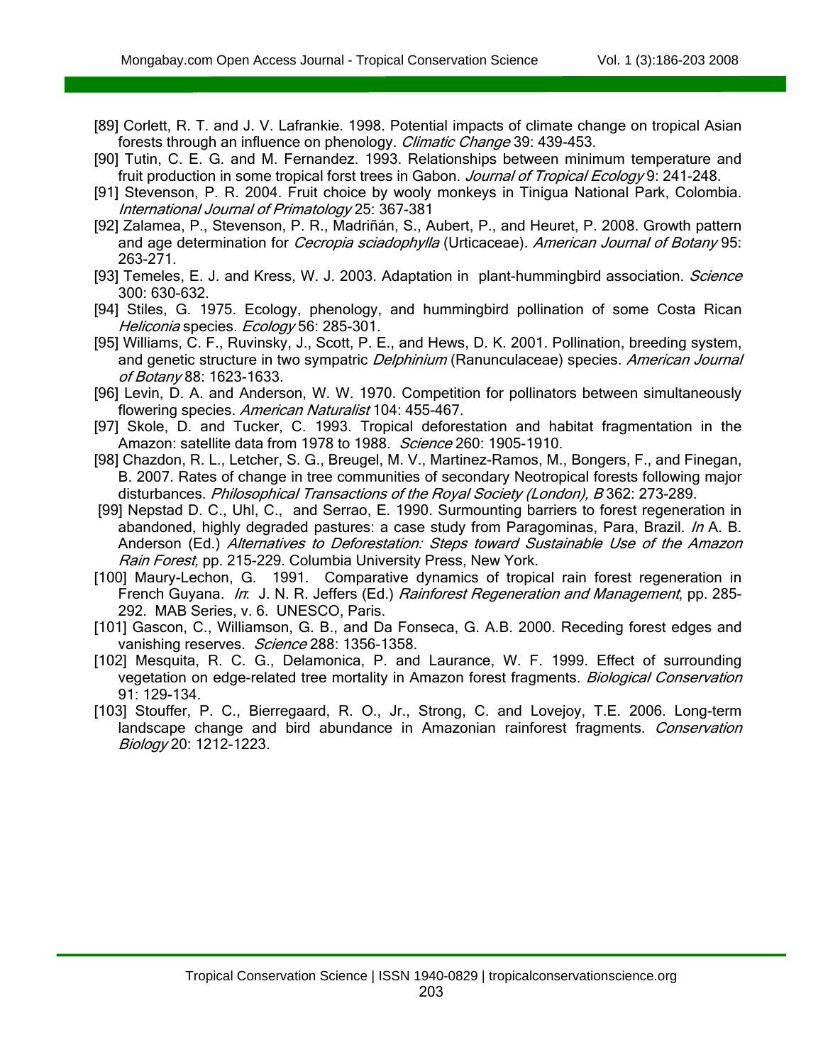[89] Corlett, R. T. and J. V. Lafrankie. 1998. Potential impacts of climate change on tropical Asian forests through an influence on phenology. *Climatic Change* 39: 439-453.

[90] Tutin, C. E. G. and M. Fernandez. 1993. Relationships between minimum temperature and fruit production in some tropical forst trees in Gabon. *Journal of Tropical Ecology* 9: 241-248.

[91] Stevenson, P. R. 2004. Fruit choice by wooly monkeys in Tinigua National Park, Colombia. *International Journal of Primatology* 25: 367-381

[92] Zalamea, P., Stevenson, P. R., Madriñán, S., Aubert, P., and Heuret, P. 2008. Growth pattern and age determination for *Cecropia sciadophylla* (Urticaceae). *American Journal of Botany* 95: 263-271.

[93] Temeles, E. J. and Kress, W. J. 2003. Adaptation in plant-hummingbird association. *Science* 300: 630-632.

[94] Stiles, G. 1975. Ecology, phenology, and hummingbird pollination of some Costa Rican *Heliconia* species. *Ecology* 56: 285-301.

[95] Williams, C. F., Ruvinsky, J., Scott, P. E., and Hews, D. K. 2001. Pollination, breeding system, and genetic structure in two sympatric *Delphinium* (Ranunculaceae) species. *American Journal of Botany* 88: 1623-1633.

[96] Levin, D. A. and Anderson, W. W. 1970. Competition for pollinators between simultaneously flowering species. *American Naturalist* 104: 455-467.

[97] Skole, D. and Tucker, C. 1993. Tropical deforestation and habitat fragmentation in the Amazon: satellite data from 1978 to 1988. *Science* 260: 1905-1910.

[98] Chazdon, R. L., Letcher, S. G., Breugel, M. V., Martinez-Ramos, M., Bongers, F., and Finegan, B. 2007. Rates of change in tree communities of secondary Neotropical forests following major disturbances. *Philosophical Transactions of the Royal Society (London), B* 362: 273-289.

[99] Nepstad D. C., Uhl, C., and Serrao, E. 1990. Surmounting barriers to forest regeneration in abandoned, highly degraded pastures: a case study from Paragominas, Para, Brazil. *In* A. B. Anderson (Ed.) *Alternatives to Deforestation: Steps toward Sustainable Use of the Amazon Rain Forest,* pp. 215-229. Columbia University Press, New York.

[100] Maury-Lechon, G. 1991. Comparative dynamics of tropical rain forest regeneration in French Guyana. *In*: J. N. R. Jeffers (Ed.) *Rainforest Regeneration and Management*, pp. 285-292. MAB Series, v. 6. UNESCO, Paris.

[101] Gascon, C., Williamson, G. B., and Da Fonseca, G. A.B. 2000. Receding forest edges and vanishing reserves. *Science* 288: 1356-1358.

[102] Mesquita, R. C. G., Delamonica, P. and Laurance, W. F. 1999. Effect of surrounding vegetation on edge-related tree mortality in Amazon forest fragments. *Biological Conservation* 91: 129-134.

[103] Stouffer, P. C., Bierregaard, R. O., Jr., Strong, C. and Lovejoy, T.E. 2006. Long-term landscape change and bird abundance in Amazonian rainforest fragments. *Conservation Biology* 20: 1212-1223.